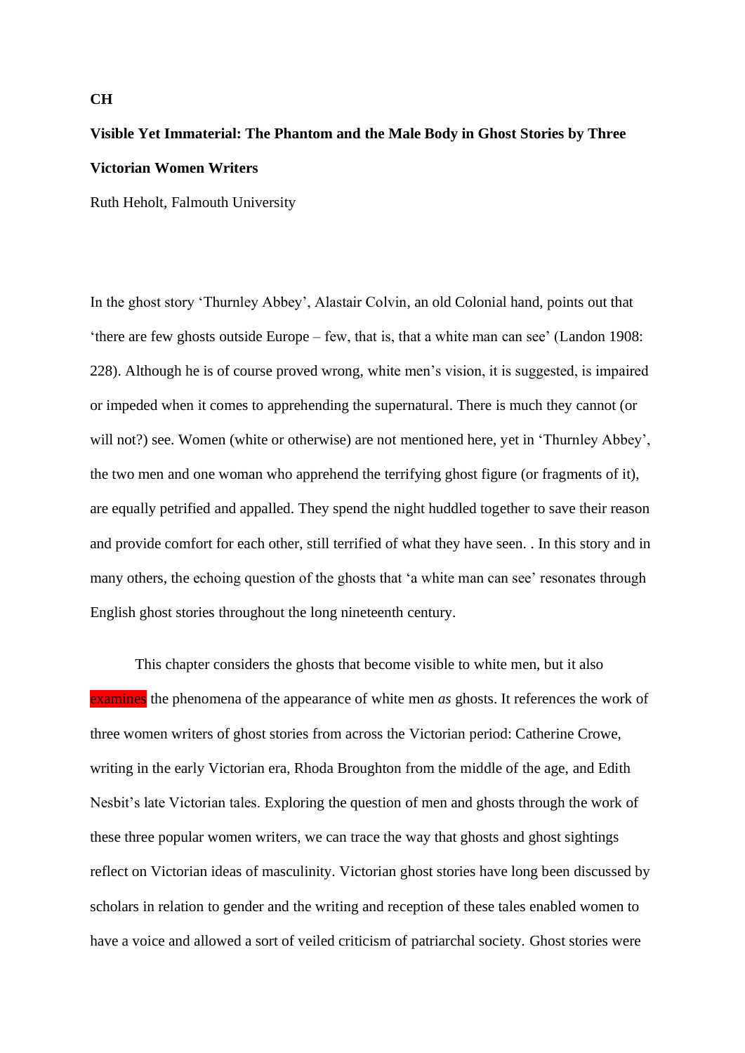**CH**

# Visible Yet Immaterial: The Phantom and the Male Body in Ghost Stories by Three Victorian Women Writers

Ruth Heholt, Falmouth University

In the ghost story 'Thurnley Abbey', Alastair Colvin, an old Colonial hand, points out that 'there are few ghosts outside Europe – few, that is, that a white man can see' (Landon 1908: 228). Although he is of course proved wrong, white men's vision, it is suggested, is impaired or impeded when it comes to apprehending the supernatural. There is much they cannot (or will not?) see. Women (white or otherwise) are not mentioned here, yet in 'Thurnley Abbey', the two men and one woman who apprehend the terrifying ghost figure (or fragments of it), are equally petrified and appalled. They spend the night huddled together to save their reason and provide comfort for each other, still terrified of what they have seen. . In this story and in many others, the echoing question of the ghosts that 'a white man can see' resonates through English ghost stories throughout the long nineteenth century.

This chapter considers the ghosts that become visible to white men, but it also examines the phenomena of the appearance of white men *as* ghosts. It references the work of three women writers of ghost stories from across the Victorian period: Catherine Crowe, writing in the early Victorian era, Rhoda Broughton from the middle of the age, and Edith Nesbit's late Victorian tales. Exploring the question of men and ghosts through the work of these three popular women writers, we can trace the way that ghosts and ghost sightings reflect on Victorian ideas of masculinity. Victorian ghost stories have long been discussed by scholars in relation to gender and the writing and reception of these tales enabled women to have a voice and allowed a sort of veiled criticism of patriarchal society. Ghost stories were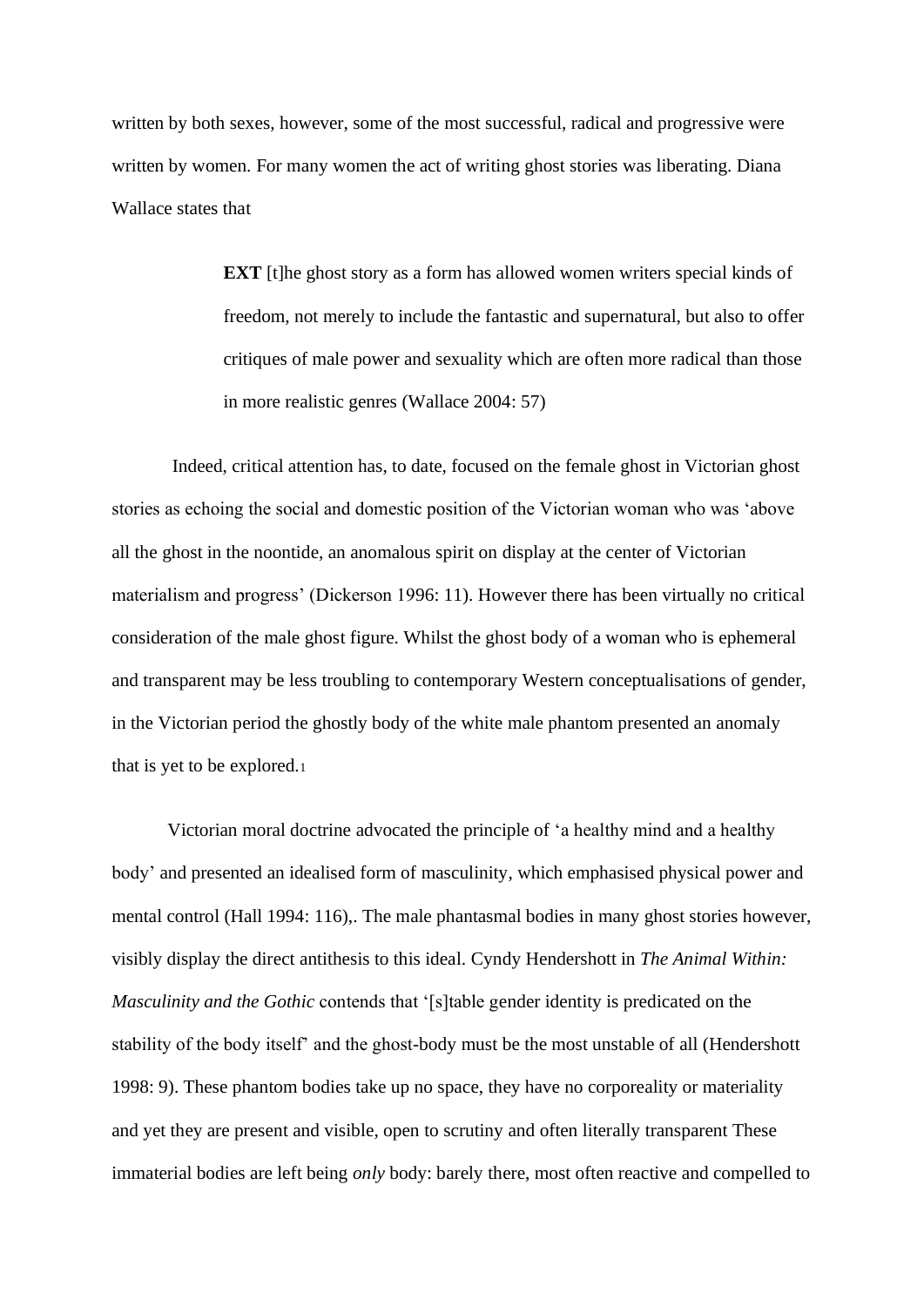written by both sexes, however, some of the most successful, radical and progressive were written by women. For many women the act of writing ghost stories was liberating. Diana Wallace states that

> **EXT** [t]he ghost story as a form has allowed women writers special kinds of freedom, not merely to include the fantastic and supernatural, but also to offer critiques of male power and sexuality which are often more radical than those in more realistic genres (Wallace 2004: 57)

Indeed, critical attention has, to date, focused on the female ghost in Victorian ghost stories as echoing the social and domestic position of the Victorian woman who was 'above all the ghost in the noontide, an anomalous spirit on display at the center of Victorian materialism and progress' (Dickerson 1996: 11). However there has been virtually no critical consideration of the male ghost figure. Whilst the ghost body of a woman who is ephemeral and transparent may be less troubling to contemporary Western conceptualisations of gender, in the Victorian period the ghostly body of the white male phantom presented an anomaly that is yet to be explored.[1]

Victorian moral doctrine advocated the principle of 'a healthy mind and a healthy body' and presented an idealised form of masculinity, which emphasised physical power and mental control (Hall 1994: 116),. The male phantasmal bodies in many ghost stories however, visibly display the direct antithesis to this ideal. Cyndy Hendershott in *The Animal Within: Masculinity and the Gothic* contends that '[s]table gender identity is predicated on the stability of the body itself' and the ghost-body must be the most unstable of all (Hendershott 1998: 9). These phantom bodies take up no space, they have no corporeality or materiality and yet they are present and visible, open to scrutiny and often literally transparent These immaterial bodies are left being *only* body: barely there, most often reactive and compelled to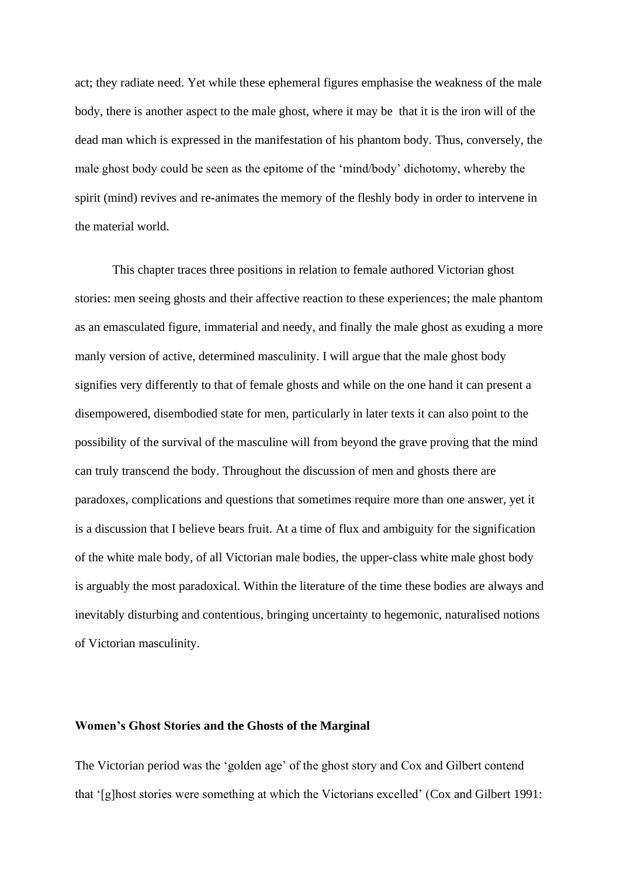act; they radiate need. Yet while these ephemeral figures emphasise the weakness of the male body, there is another aspect to the male ghost, where it may be that it is the iron will of the dead man which is expressed in the manifestation of his phantom body. Thus, conversely, the male ghost body could be seen as the epitome of the 'mind/body' dichotomy, whereby the spirit (mind) revives and re-animates the memory of the fleshly body in order to intervene in the material world.

This chapter traces three positions in relation to female authored Victorian ghost stories: men seeing ghosts and their affective reaction to these experiences; the male phantom as an emasculated figure, immaterial and needy, and finally the male ghost as exuding a more manly version of active, determined masculinity. I will argue that the male ghost body signifies very differently to that of female ghosts and while on the one hand it can present a disempowered, disembodied state for men, particularly in later texts it can also point to the possibility of the survival of the masculine will from beyond the grave proving that the mind can truly transcend the body. Throughout the discussion of men and ghosts there are paradoxes, complications and questions that sometimes require more than one answer, yet it is a discussion that I believe bears fruit. At a time of flux and ambiguity for the signification of the white male body, of all Victorian male bodies, the upper-class white male ghost body is arguably the most paradoxical. Within the literature of the time these bodies are always and inevitably disturbing and contentious, bringing uncertainty to hegemonic, naturalised notions of Victorian masculinity.

**Women's Ghost Stories and the Ghosts of the Marginal**

The Victorian period was the 'golden age' of the ghost story and Cox and Gilbert contend that '[g]host stories were something at which the Victorians excelled' (Cox and Gilbert 1991: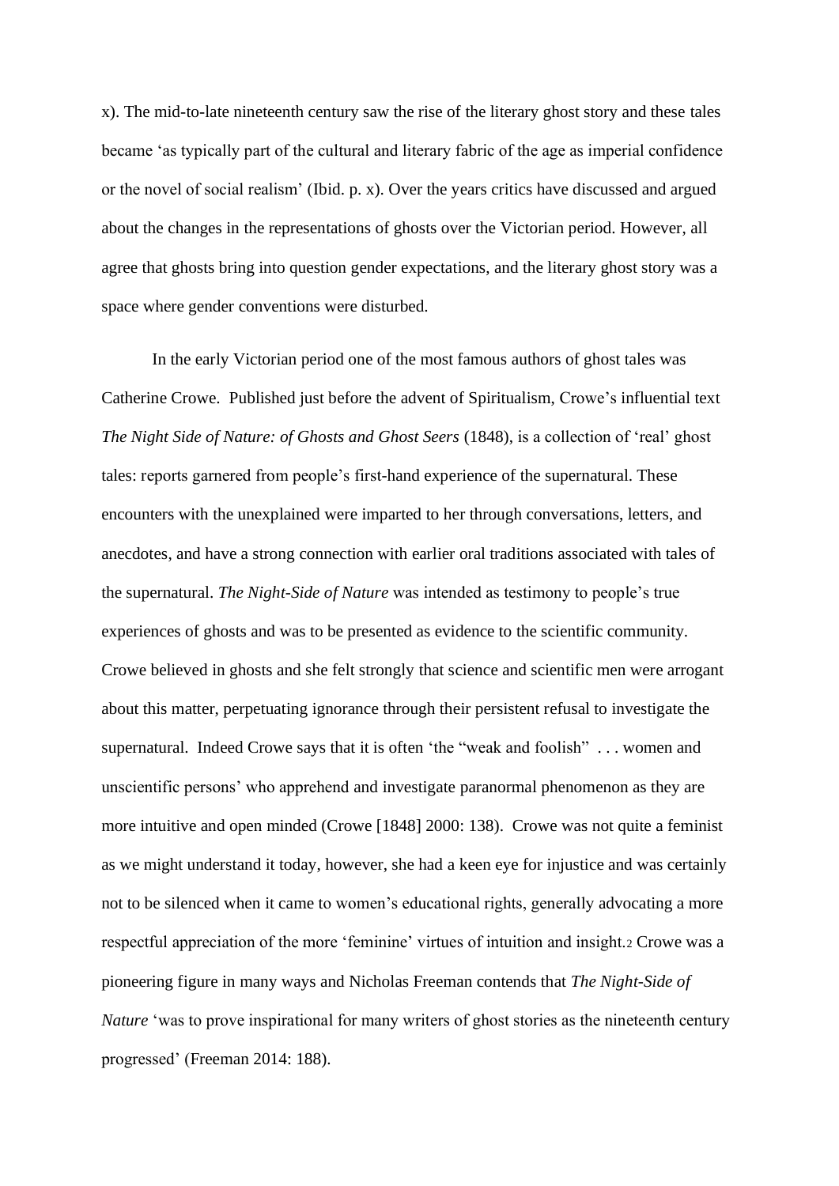x). The mid-to-late nineteenth century saw the rise of the literary ghost story and these tales became 'as typically part of the cultural and literary fabric of the age as imperial confidence or the novel of social realism' (Ibid. p. x). Over the years critics have discussed and argued about the changes in the representations of ghosts over the Victorian period. However, all agree that ghosts bring into question gender expectations, and the literary ghost story was a space where gender conventions were disturbed.

In the early Victorian period one of the most famous authors of ghost tales was Catherine Crowe. Published just before the advent of Spiritualism, Crowe's influential text *The Night Side of Nature: of Ghosts and Ghost Seers* (1848), is a collection of 'real' ghost tales: reports garnered from people's first-hand experience of the supernatural. These encounters with the unexplained were imparted to her through conversations, letters, and anecdotes, and have a strong connection with earlier oral traditions associated with tales of the supernatural. *The Night-Side of Nature* was intended as testimony to people's true experiences of ghosts and was to be presented as evidence to the scientific community. Crowe believed in ghosts and she felt strongly that science and scientific men were arrogant about this matter, perpetuating ignorance through their persistent refusal to investigate the supernatural. Indeed Crowe says that it is often 'the "weak and foolish" . . . women and unscientific persons' who apprehend and investigate paranormal phenomenon as they are more intuitive and open minded (Crowe [1848] 2000: 138). Crowe was not quite a feminist as we might understand it today, however, she had a keen eye for injustice and was certainly not to be silenced when it came to women's educational rights, generally advocating a more respectful appreciation of the more 'feminine' virtues of intuition and insight.[2] Crowe was a pioneering figure in many ways and Nicholas Freeman contends that *The Night-Side of Nature* 'was to prove inspirational for many writers of ghost stories as the nineteenth century progressed' (Freeman 2014: 188).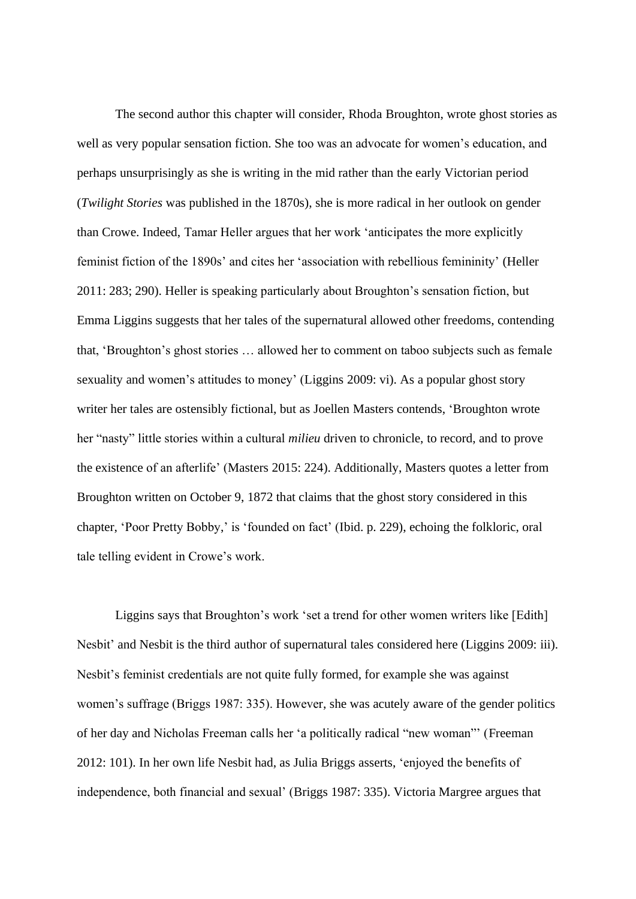The second author this chapter will consider, Rhoda Broughton, wrote ghost stories as well as very popular sensation fiction. She too was an advocate for women's education, and perhaps unsurprisingly as she is writing in the mid rather than the early Victorian period (*Twilight Stories* was published in the 1870s), she is more radical in her outlook on gender than Crowe. Indeed, Tamar Heller argues that her work 'anticipates the more explicitly feminist fiction of the 1890s' and cites her 'association with rebellious femininity' (Heller 2011: 283; 290). Heller is speaking particularly about Broughton's sensation fiction, but Emma Liggins suggests that her tales of the supernatural allowed other freedoms, contending that, 'Broughton's ghost stories … allowed her to comment on taboo subjects such as female sexuality and women's attitudes to money' (Liggins 2009: vi). As a popular ghost story writer her tales are ostensibly fictional, but as Joellen Masters contends, 'Broughton wrote her "nasty" little stories within a cultural *milieu* driven to chronicle, to record, and to prove the existence of an afterlife' (Masters 2015: 224). Additionally, Masters quotes a letter from Broughton written on October 9, 1872 that claims that the ghost story considered in this chapter, 'Poor Pretty Bobby,' is 'founded on fact' (Ibid. p. 229), echoing the folkloric, oral tale telling evident in Crowe's work.

Liggins says that Broughton's work 'set a trend for other women writers like [Edith] Nesbit' and Nesbit is the third author of supernatural tales considered here (Liggins 2009: iii). Nesbit's feminist credentials are not quite fully formed, for example she was against women's suffrage (Briggs 1987: 335). However, she was acutely aware of the gender politics of her day and Nicholas Freeman calls her 'a politically radical "new woman"' (Freeman 2012: 101). In her own life Nesbit had, as Julia Briggs asserts, 'enjoyed the benefits of independence, both financial and sexual' (Briggs 1987: 335). Victoria Margree argues that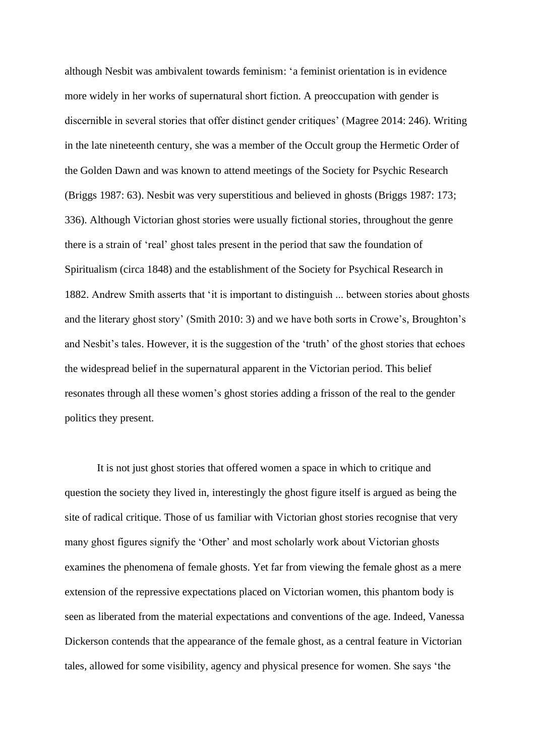although Nesbit was ambivalent towards feminism: 'a feminist orientation is in evidence more widely in her works of supernatural short fiction. A preoccupation with gender is discernible in several stories that offer distinct gender critiques' (Magree 2014: 246). Writing in the late nineteenth century, she was a member of the Occult group the Hermetic Order of the Golden Dawn and was known to attend meetings of the Society for Psychic Research (Briggs 1987: 63). Nesbit was very superstitious and believed in ghosts (Briggs 1987: 173; 336). Although Victorian ghost stories were usually fictional stories, throughout the genre there is a strain of 'real' ghost tales present in the period that saw the foundation of Spiritualism (circa 1848) and the establishment of the Society for Psychical Research in 1882. Andrew Smith asserts that 'it is important to distinguish ... between stories about ghosts and the literary ghost story' (Smith 2010: 3) and we have both sorts in Crowe's, Broughton's and Nesbit's tales. However, it is the suggestion of the 'truth' of the ghost stories that echoes the widespread belief in the supernatural apparent in the Victorian period. This belief resonates through all these women's ghost stories adding a frisson of the real to the gender politics they present.

It is not just ghost stories that offered women a space in which to critique and question the society they lived in, interestingly the ghost figure itself is argued as being the site of radical critique. Those of us familiar with Victorian ghost stories recognise that very many ghost figures signify the 'Other' and most scholarly work about Victorian ghosts examines the phenomena of female ghosts. Yet far from viewing the female ghost as a mere extension of the repressive expectations placed on Victorian women, this phantom body is seen as liberated from the material expectations and conventions of the age. Indeed, Vanessa Dickerson contends that the appearance of the female ghost, as a central feature in Victorian tales, allowed for some visibility, agency and physical presence for women. She says 'the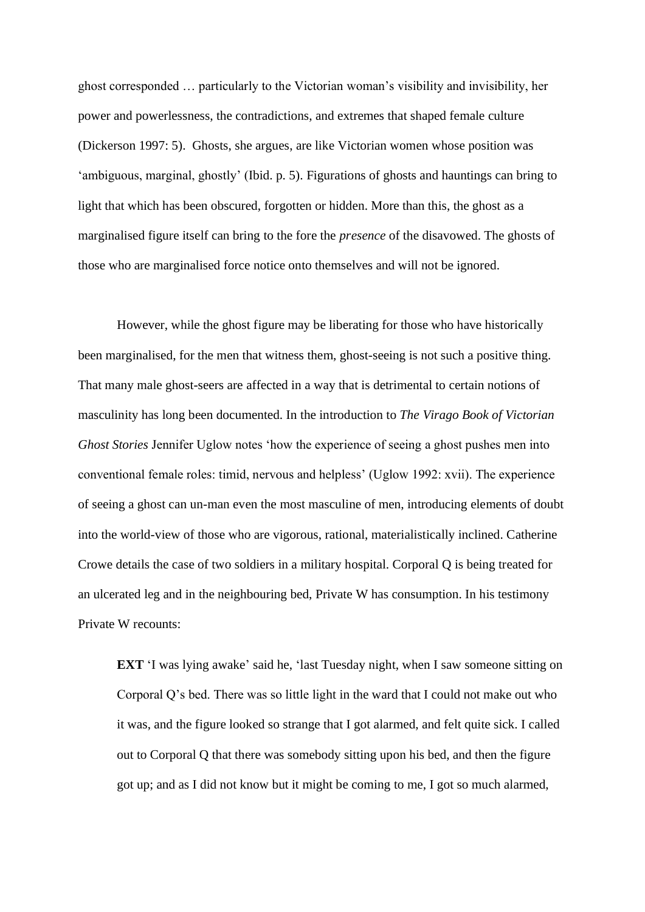ghost corresponded … particularly to the Victorian woman's visibility and invisibility, her power and powerlessness, the contradictions, and extremes that shaped female culture (Dickerson 1997: 5). Ghosts, she argues, are like Victorian women whose position was 'ambiguous, marginal, ghostly' (Ibid. p. 5). Figurations of ghosts and hauntings can bring to light that which has been obscured, forgotten or hidden. More than this, the ghost as a marginalised figure itself can bring to the fore the *presence* of the disavowed. The ghosts of those who are marginalised force notice onto themselves and will not be ignored.

However, while the ghost figure may be liberating for those who have historically been marginalised, for the men that witness them, ghost-seeing is not such a positive thing. That many male ghost-seers are affected in a way that is detrimental to certain notions of masculinity has long been documented. In the introduction to *The Virago Book of Victorian Ghost Stories* Jennifer Uglow notes 'how the experience of seeing a ghost pushes men into conventional female roles: timid, nervous and helpless' (Uglow 1992: xvii). The experience of seeing a ghost can un-man even the most masculine of men, introducing elements of doubt into the world-view of those who are vigorous, rational, materialistically inclined. Catherine Crowe details the case of two soldiers in a military hospital. Corporal Q is being treated for an ulcerated leg and in the neighbouring bed, Private W has consumption. In his testimony Private W recounts:

> **EXT** 'I was lying awake' said he, 'last Tuesday night, when I saw someone sitting on Corporal Q's bed. There was so little light in the ward that I could not make out who it was, and the figure looked so strange that I got alarmed, and felt quite sick. I called out to Corporal Q that there was somebody sitting upon his bed, and then the figure got up; and as I did not know but it might be coming to me, I got so much alarmed,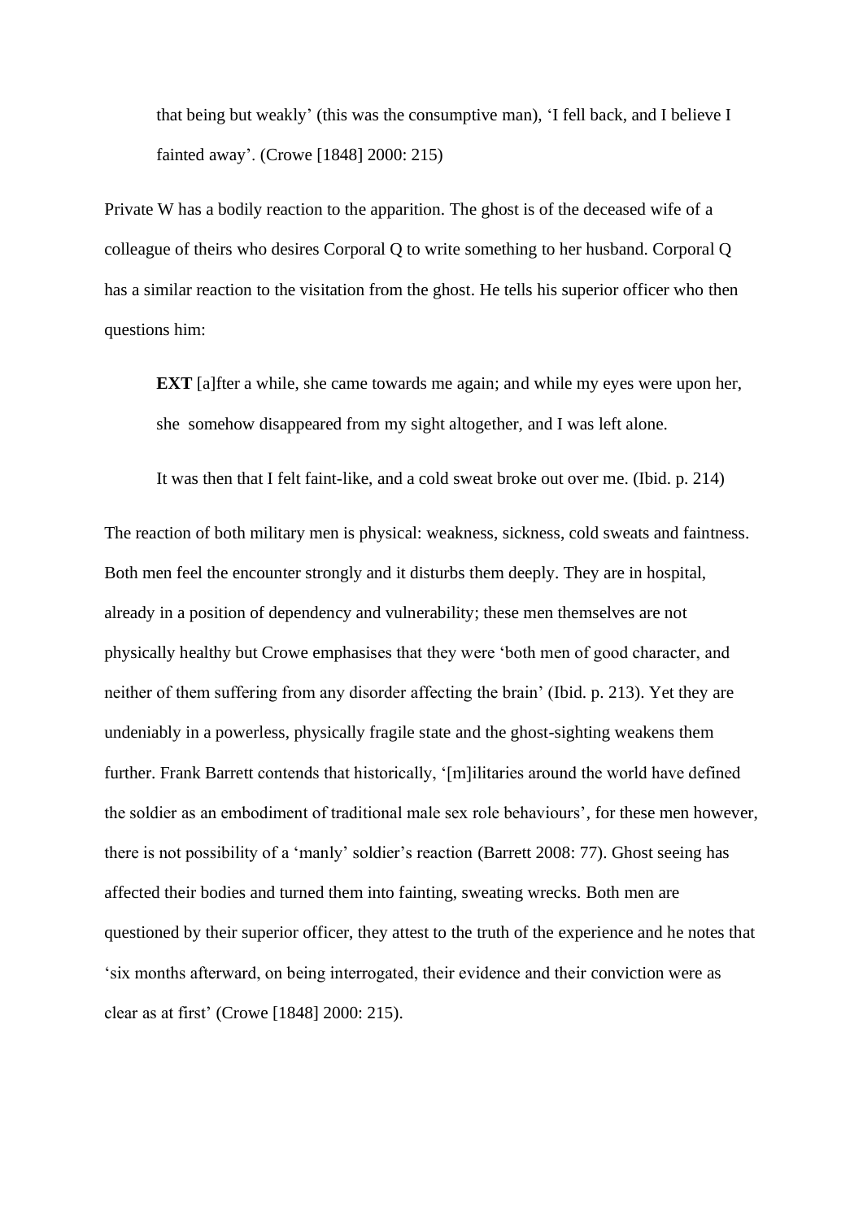> that being but weakly' (this was the consumptive man), 'I fell back, and I believe I fainted away'. (Crowe [1848] 2000: 215)

Private W has a bodily reaction to the apparition. The ghost is of the deceased wife of a colleague of theirs who desires Corporal Q to write something to her husband. Corporal Q has a similar reaction to the visitation from the ghost. He tells his superior officer who then questions him:

> **EXT** [a]fter a while, she came towards me again; and while my eyes were upon her, she somehow disappeared from my sight altogether, and I was left alone.
>
> It was then that I felt faint-like, and a cold sweat broke out over me. (Ibid. p. 214)

The reaction of both military men is physical: weakness, sickness, cold sweats and faintness. Both men feel the encounter strongly and it disturbs them deeply. They are in hospital, already in a position of dependency and vulnerability; these men themselves are not physically healthy but Crowe emphasises that they were 'both men of good character, and neither of them suffering from any disorder affecting the brain' (Ibid. p. 213). Yet they are undeniably in a powerless, physically fragile state and the ghost-sighting weakens them further. Frank Barrett contends that historically, '[m]ilitaries around the world have defined the soldier as an embodiment of traditional male sex role behaviours', for these men however, there is not possibility of a 'manly' soldier's reaction (Barrett 2008: 77). Ghost seeing has affected their bodies and turned them into fainting, sweating wrecks. Both men are questioned by their superior officer, they attest to the truth of the experience and he notes that 'six months afterward, on being interrogated, their evidence and their conviction were as clear as at first' (Crowe [1848] 2000: 215).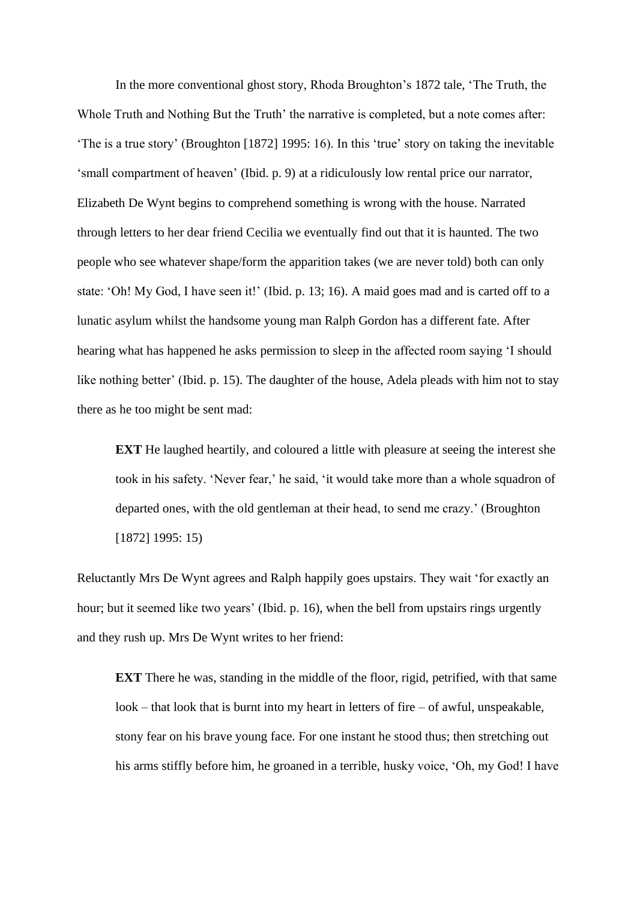In the more conventional ghost story, Rhoda Broughton's 1872 tale, 'The Truth, the Whole Truth and Nothing But the Truth' the narrative is completed, but a note comes after: 'The is a true story' (Broughton [1872] 1995: 16). In this 'true' story on taking the inevitable 'small compartment of heaven' (Ibid. p. 9) at a ridiculously low rental price our narrator, Elizabeth De Wynt begins to comprehend something is wrong with the house. Narrated through letters to her dear friend Cecilia we eventually find out that it is haunted. The two people who see whatever shape/form the apparition takes (we are never told) both can only state: 'Oh! My God, I have seen it!' (Ibid. p. 13; 16). A maid goes mad and is carted off to a lunatic asylum whilst the handsome young man Ralph Gordon has a different fate. After hearing what has happened he asks permission to sleep in the affected room saying 'I should like nothing better' (Ibid. p. 15). The daughter of the house, Adela pleads with him not to stay there as he too might be sent mad:

> **EXT** He laughed heartily, and coloured a little with pleasure at seeing the interest she took in his safety. 'Never fear,' he said, 'it would take more than a whole squadron of departed ones, with the old gentleman at their head, to send me crazy.' (Broughton [1872] 1995: 15)

Reluctantly Mrs De Wynt agrees and Ralph happily goes upstairs. They wait 'for exactly an hour; but it seemed like two years' (Ibid. p. 16), when the bell from upstairs rings urgently and they rush up. Mrs De Wynt writes to her friend:

> **EXT** There he was, standing in the middle of the floor, rigid, petrified, with that same look – that look that is burnt into my heart in letters of fire – of awful, unspeakable, stony fear on his brave young face. For one instant he stood thus; then stretching out his arms stiffly before him, he groaned in a terrible, husky voice, 'Oh, my God! I have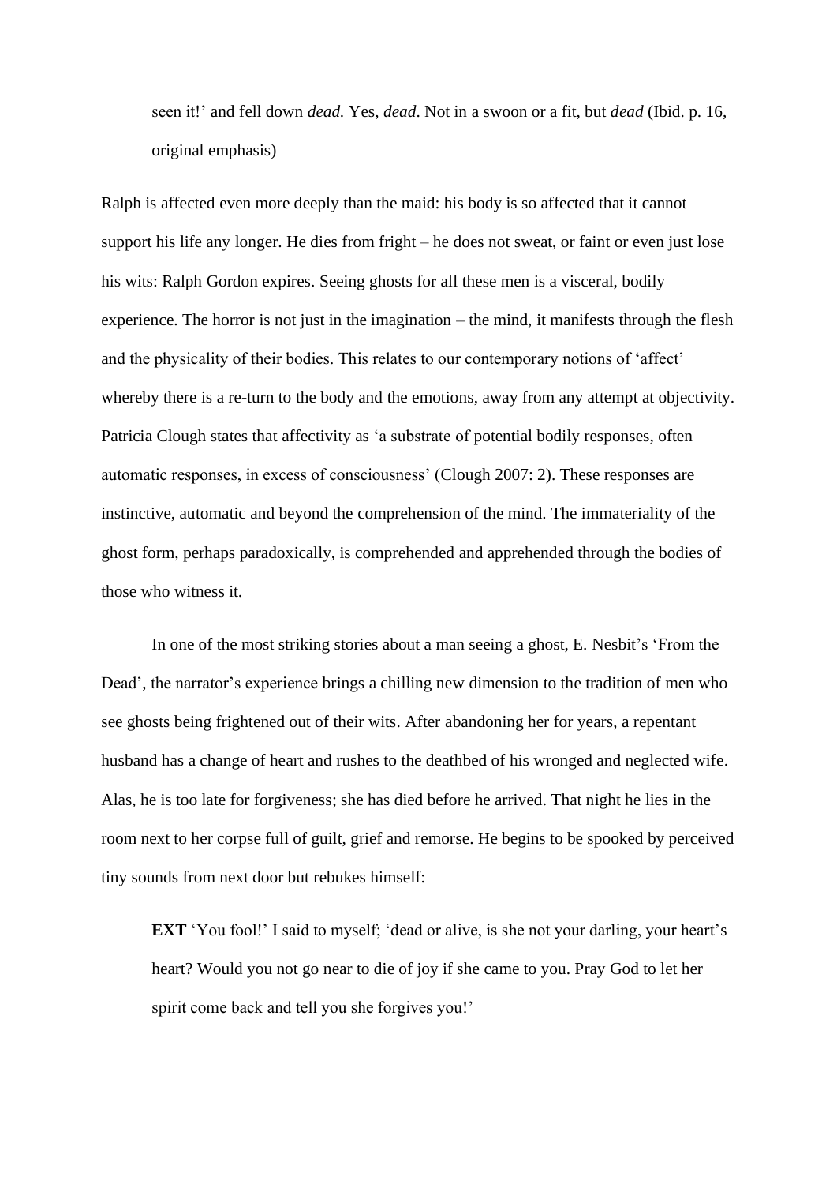seen it!' and fell down *dead*. Yes, *dead*. Not in a swoon or a fit, but *dead* (Ibid. p. 16, original emphasis)

Ralph is affected even more deeply than the maid: his body is so affected that it cannot support his life any longer. He dies from fright – he does not sweat, or faint or even just lose his wits: Ralph Gordon expires. Seeing ghosts for all these men is a visceral, bodily experience. The horror is not just in the imagination – the mind, it manifests through the flesh and the physicality of their bodies. This relates to our contemporary notions of 'affect' whereby there is a re-turn to the body and the emotions, away from any attempt at objectivity. Patricia Clough states that affectivity as 'a substrate of potential bodily responses, often automatic responses, in excess of consciousness' (Clough 2007: 2). These responses are instinctive, automatic and beyond the comprehension of the mind. The immateriality of the ghost form, perhaps paradoxically, is comprehended and apprehended through the bodies of those who witness it.

In one of the most striking stories about a man seeing a ghost, E. Nesbit's 'From the Dead', the narrator's experience brings a chilling new dimension to the tradition of men who see ghosts being frightened out of their wits. After abandoning her for years, a repentant husband has a change of heart and rushes to the deathbed of his wronged and neglected wife. Alas, he is too late for forgiveness; she has died before he arrived. That night he lies in the room next to her corpse full of guilt, grief and remorse. He begins to be spooked by perceived tiny sounds from next door but rebukes himself:

> **EXT** 'You fool!' I said to myself; 'dead or alive, is she not your darling, your heart's heart? Would you not go near to die of joy if she came to you. Pray God to let her spirit come back and tell you she forgives you!'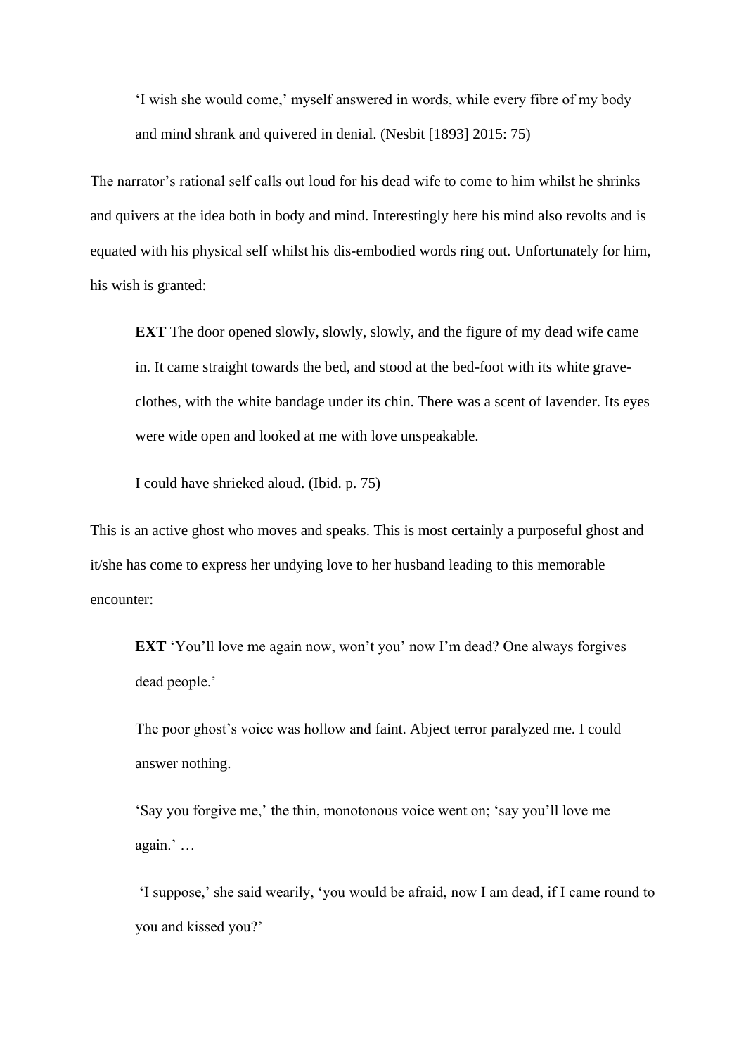> 'I wish she would come,' myself answered in words, while every fibre of my body and mind shrank and quivered in denial. (Nesbit [1893] 2015: 75)

The narrator's rational self calls out loud for his dead wife to come to him whilst he shrinks and quivers at the idea both in body and mind. Interestingly here his mind also revolts and is equated with his physical self whilst his dis-embodied words ring out. Unfortunately for him, his wish is granted:

> **EXT** The door opened slowly, slowly, slowly, and the figure of my dead wife came in. It came straight towards the bed, and stood at the bed-foot with its white grave-clothes, with the white bandage under its chin. There was a scent of lavender. Its eyes were wide open and looked at me with love unspeakable.
>
> I could have shrieked aloud. (Ibid. p. 75)

This is an active ghost who moves and speaks. This is most certainly a purposeful ghost and it/she has come to express her undying love to her husband leading to this memorable encounter:

> **EXT** 'You'll love me again now, won't you' now I'm dead? One always forgives dead people.'
>
> The poor ghost's voice was hollow and faint. Abject terror paralyzed me. I could answer nothing.
>
> 'Say you forgive me,' the thin, monotonous voice went on; 'say you'll love me again.' …
>
> 'I suppose,' she said wearily, 'you would be afraid, now I am dead, if I came round to you and kissed you?'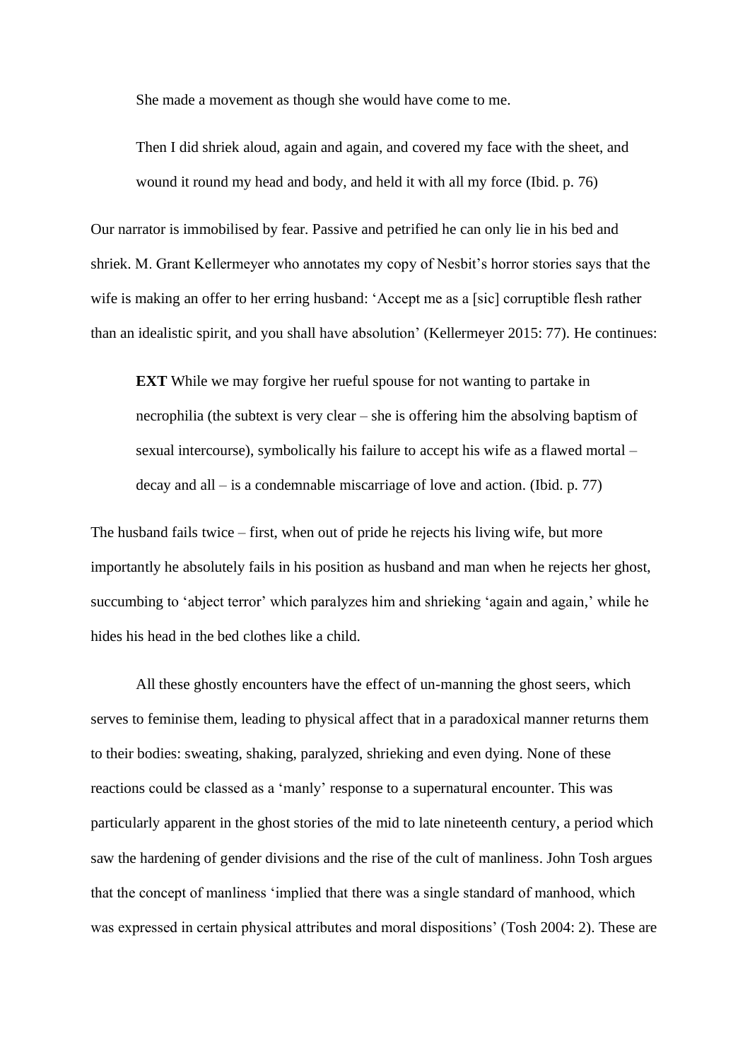> She made a movement as though she would have come to me.
>
> Then I did shriek aloud, again and again, and covered my face with the sheet, and wound it round my head and body, and held it with all my force (Ibid. p. 76)

Our narrator is immobilised by fear. Passive and petrified he can only lie in his bed and shriek. M. Grant Kellermeyer who annotates my copy of Nesbit's horror stories says that the wife is making an offer to her erring husband: 'Accept me as a [sic] corruptible flesh rather than an idealistic spirit, and you shall have absolution' (Kellermeyer 2015: 77). He continues:

> **EXT** While we may forgive her rueful spouse for not wanting to partake in necrophilia (the subtext is very clear – she is offering him the absolving baptism of sexual intercourse), symbolically his failure to accept his wife as a flawed mortal – decay and all – is a condemnable miscarriage of love and action. (Ibid. p. 77)

The husband fails twice – first, when out of pride he rejects his living wife, but more importantly he absolutely fails in his position as husband and man when he rejects her ghost, succumbing to 'abject terror' which paralyzes him and shrieking 'again and again,' while he hides his head in the bed clothes like a child.

All these ghostly encounters have the effect of un-manning the ghost seers, which serves to feminise them, leading to physical affect that in a paradoxical manner returns them to their bodies: sweating, shaking, paralyzed, shrieking and even dying. None of these reactions could be classed as a 'manly' response to a supernatural encounter. This was particularly apparent in the ghost stories of the mid to late nineteenth century, a period which saw the hardening of gender divisions and the rise of the cult of manliness. John Tosh argues that the concept of manliness 'implied that there was a single standard of manhood, which was expressed in certain physical attributes and moral dispositions' (Tosh 2004: 2). These are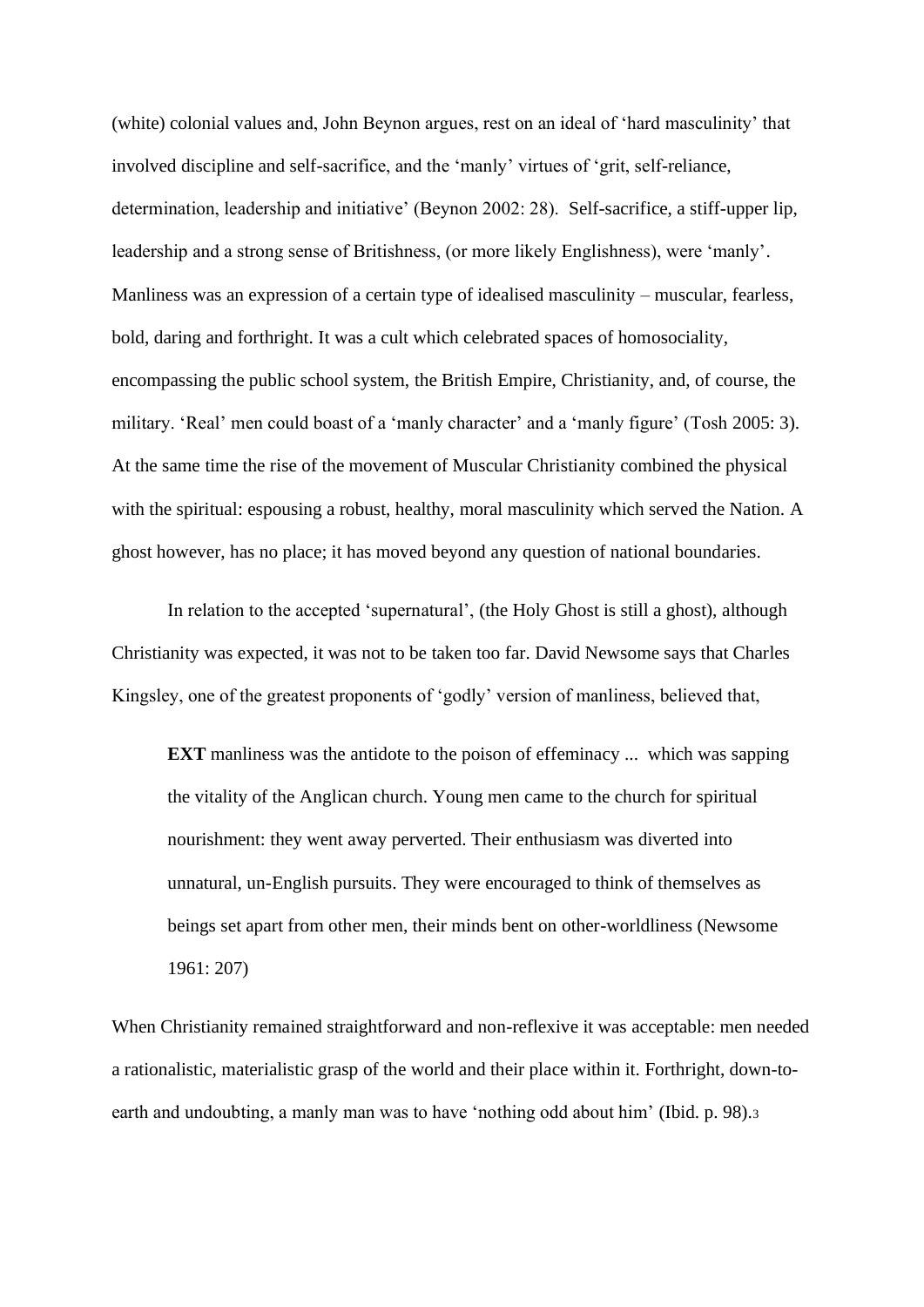(white) colonial values and, John Beynon argues, rest on an ideal of 'hard masculinity' that involved discipline and self-sacrifice, and the 'manly' virtues of 'grit, self-reliance, determination, leadership and initiative' (Beynon 2002: 28). Self-sacrifice, a stiff-upper lip, leadership and a strong sense of Britishness, (or more likely Englishness), were 'manly'. Manliness was an expression of a certain type of idealised masculinity – muscular, fearless, bold, daring and forthright. It was a cult which celebrated spaces of homosociality, encompassing the public school system, the British Empire, Christianity, and, of course, the military. 'Real' men could boast of a 'manly character' and a 'manly figure' (Tosh 2005: 3). At the same time the rise of the movement of Muscular Christianity combined the physical with the spiritual: espousing a robust, healthy, moral masculinity which served the Nation. A ghost however, has no place; it has moved beyond any question of national boundaries.

In relation to the accepted 'supernatural', (the Holy Ghost is still a ghost), although Christianity was expected, it was not to be taken too far. David Newsome says that Charles Kingsley, one of the greatest proponents of 'godly' version of manliness, believed that,

> **EXT** manliness was the antidote to the poison of effeminacy ... which was sapping the vitality of the Anglican church. Young men came to the church for spiritual nourishment: they went away perverted. Their enthusiasm was diverted into unnatural, un-English pursuits. They were encouraged to think of themselves as beings set apart from other men, their minds bent on other-worldliness (Newsome 1961: 207)

When Christianity remained straightforward and non-reflexive it was acceptable: men needed a rationalistic, materialistic grasp of the world and their place within it. Forthright, down-to-earth and undoubting, a manly man was to have 'nothing odd about him' (Ibid. p. 98).[3]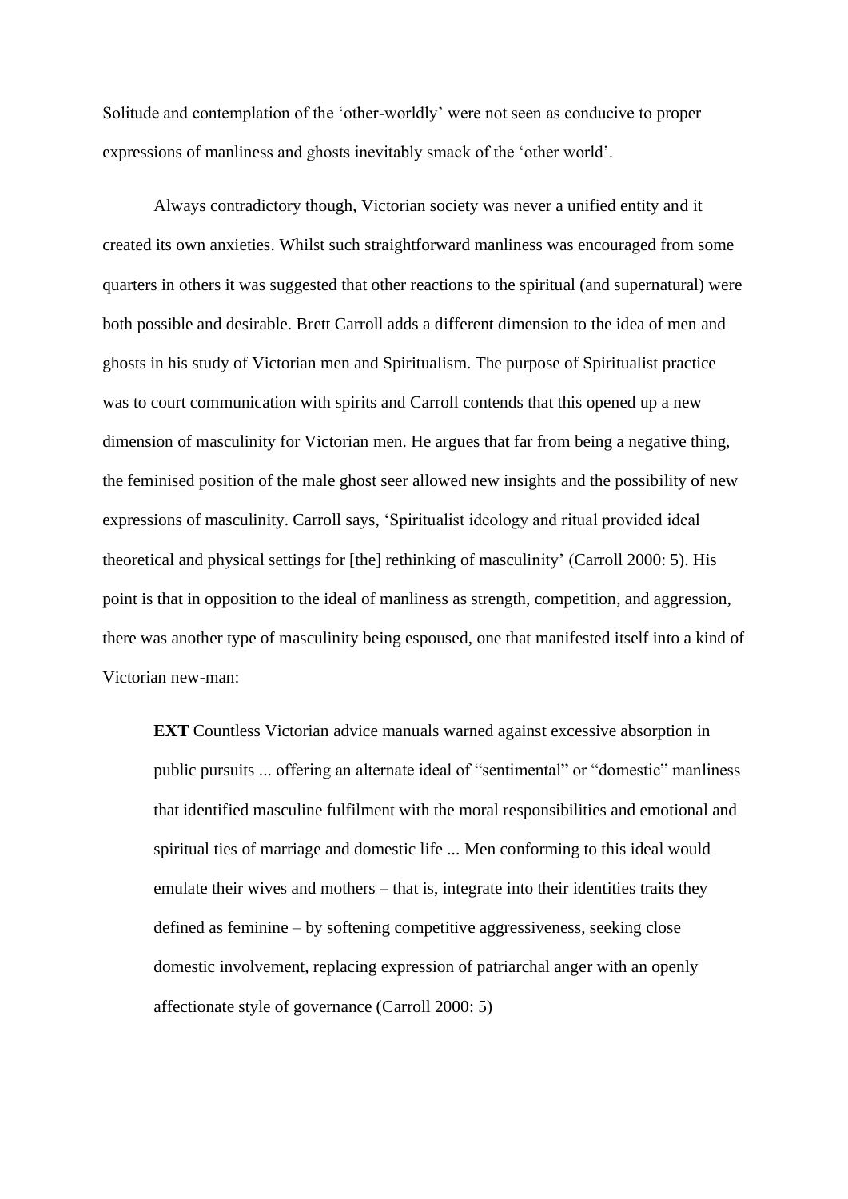Solitude and contemplation of the 'other-worldly' were not seen as conducive to proper expressions of manliness and ghosts inevitably smack of the 'other world'.

Always contradictory though, Victorian society was never a unified entity and it created its own anxieties. Whilst such straightforward manliness was encouraged from some quarters in others it was suggested that other reactions to the spiritual (and supernatural) were both possible and desirable. Brett Carroll adds a different dimension to the idea of men and ghosts in his study of Victorian men and Spiritualism. The purpose of Spiritualist practice was to court communication with spirits and Carroll contends that this opened up a new dimension of masculinity for Victorian men. He argues that far from being a negative thing, the feminised position of the male ghost seer allowed new insights and the possibility of new expressions of masculinity. Carroll says, 'Spiritualist ideology and ritual provided ideal theoretical and physical settings for [the] rethinking of masculinity' (Carroll 2000: 5). His point is that in opposition to the ideal of manliness as strength, competition, and aggression, there was another type of masculinity being espoused, one that manifested itself into a kind of Victorian new-man:

> **EXT** Countless Victorian advice manuals warned against excessive absorption in public pursuits ... offering an alternate ideal of "sentimental" or "domestic" manliness that identified masculine fulfilment with the moral responsibilities and emotional and spiritual ties of marriage and domestic life ... Men conforming to this ideal would emulate their wives and mothers – that is, integrate into their identities traits they defined as feminine – by softening competitive aggressiveness, seeking close domestic involvement, replacing expression of patriarchal anger with an openly affectionate style of governance (Carroll 2000: 5)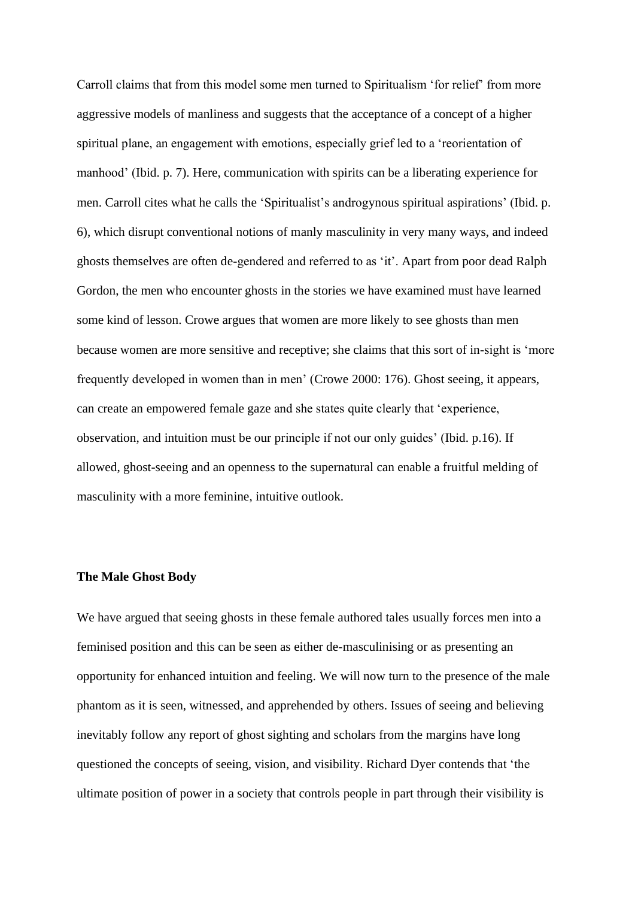Carroll claims that from this model some men turned to Spiritualism 'for relief' from more aggressive models of manliness and suggests that the acceptance of a concept of a higher spiritual plane, an engagement with emotions, especially grief led to a 'reorientation of manhood' (Ibid. p. 7). Here, communication with spirits can be a liberating experience for men. Carroll cites what he calls the 'Spiritualist's androgynous spiritual aspirations' (Ibid. p. 6), which disrupt conventional notions of manly masculinity in very many ways, and indeed ghosts themselves are often de-gendered and referred to as 'it'. Apart from poor dead Ralph Gordon, the men who encounter ghosts in the stories we have examined must have learned some kind of lesson. Crowe argues that women are more likely to see ghosts than men because women are more sensitive and receptive; she claims that this sort of in-sight is 'more frequently developed in women than in men' (Crowe 2000: 176). Ghost seeing, it appears, can create an empowered female gaze and she states quite clearly that 'experience, observation, and intuition must be our principle if not our only guides' (Ibid. p.16). If allowed, ghost-seeing and an openness to the supernatural can enable a fruitful melding of masculinity with a more feminine, intuitive outlook.

## The Male Ghost Body

We have argued that seeing ghosts in these female authored tales usually forces men into a feminised position and this can be seen as either de-masculinising or as presenting an opportunity for enhanced intuition and feeling. We will now turn to the presence of the male phantom as it is seen, witnessed, and apprehended by others. Issues of seeing and believing inevitably follow any report of ghost sighting and scholars from the margins have long questioned the concepts of seeing, vision, and visibility. Richard Dyer contends that 'the ultimate position of power in a society that controls people in part through their visibility is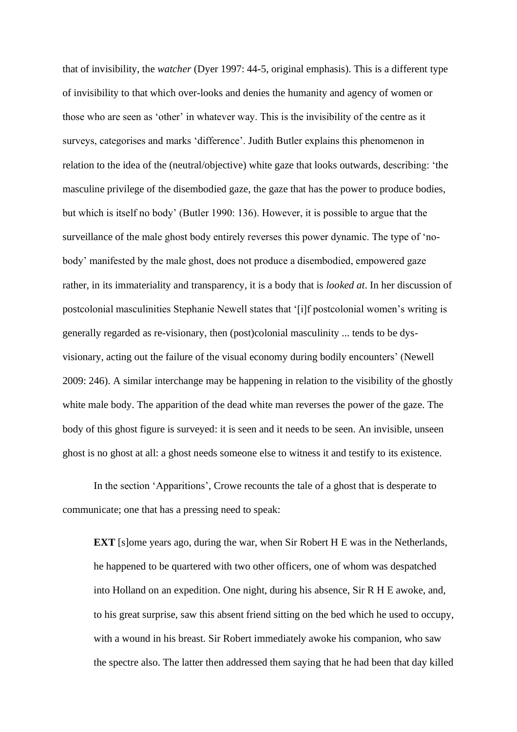that of invisibility, the *watcher* (Dyer 1997: 44-5, original emphasis). This is a different type of invisibility to that which over-looks and denies the humanity and agency of women or those who are seen as 'other' in whatever way. This is the invisibility of the centre as it surveys, categorises and marks 'difference'. Judith Butler explains this phenomenon in relation to the idea of the (neutral/objective) white gaze that looks outwards, describing: 'the masculine privilege of the disembodied gaze, the gaze that has the power to produce bodies, but which is itself no body' (Butler 1990: 136). However, it is possible to argue that the surveillance of the male ghost body entirely reverses this power dynamic. The type of 'no-body' manifested by the male ghost, does not produce a disembodied, empowered gaze rather, in its immateriality and transparency, it is a body that is *looked at*. In her discussion of postcolonial masculinities Stephanie Newell states that '[i]f postcolonial women's writing is generally regarded as re-visionary, then (post)colonial masculinity ... tends to be dys-visionary, acting out the failure of the visual economy during bodily encounters' (Newell 2009: 246). A similar interchange may be happening in relation to the visibility of the ghostly white male body. The apparition of the dead white man reverses the power of the gaze. The body of this ghost figure is surveyed: it is seen and it needs to be seen. An invisible, unseen ghost is no ghost at all: a ghost needs someone else to witness it and testify to its existence.

In the section 'Apparitions', Crowe recounts the tale of a ghost that is desperate to communicate; one that has a pressing need to speak:

> **EXT** [s]ome years ago, during the war, when Sir Robert H E was in the Netherlands, he happened to be quartered with two other officers, one of whom was despatched into Holland on an expedition. One night, during his absence, Sir R H E awoke, and, to his great surprise, saw this absent friend sitting on the bed which he used to occupy, with a wound in his breast. Sir Robert immediately awoke his companion, who saw the spectre also. The latter then addressed them saying that he had been that day killed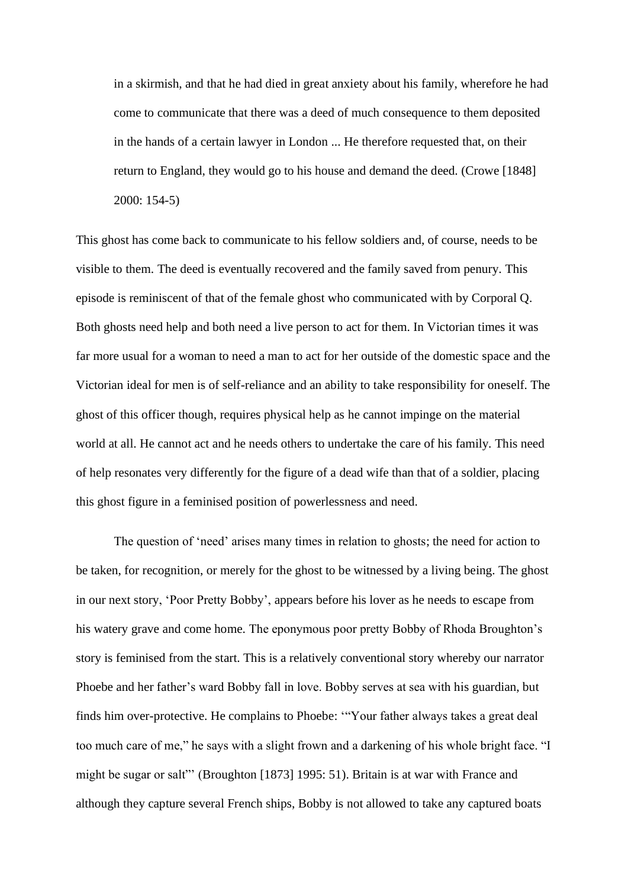> in a skirmish, and that he had died in great anxiety about his family, wherefore he had come to communicate that there was a deed of much consequence to them deposited in the hands of a certain lawyer in London ... He therefore requested that, on their return to England, they would go to his house and demand the deed. (Crowe [1848] 2000: 154-5)

This ghost has come back to communicate to his fellow soldiers and, of course, needs to be visible to them. The deed is eventually recovered and the family saved from penury. This episode is reminiscent of that of the female ghost who communicated with by Corporal Q. Both ghosts need help and both need a live person to act for them. In Victorian times it was far more usual for a woman to need a man to act for her outside of the domestic space and the Victorian ideal for men is of self-reliance and an ability to take responsibility for oneself. The ghost of this officer though, requires physical help as he cannot impinge on the material world at all. He cannot act and he needs others to undertake the care of his family. This need of help resonates very differently for the figure of a dead wife than that of a soldier, placing this ghost figure in a feminised position of powerlessness and need.

The question of 'need' arises many times in relation to ghosts; the need for action to be taken, for recognition, or merely for the ghost to be witnessed by a living being. The ghost in our next story, 'Poor Pretty Bobby', appears before his lover as he needs to escape from his watery grave and come home. The eponymous poor pretty Bobby of Rhoda Broughton's story is feminised from the start. This is a relatively conventional story whereby our narrator Phoebe and her father's ward Bobby fall in love. Bobby serves at sea with his guardian, but finds him over-protective. He complains to Phoebe: '"Your father always takes a great deal too much care of me," he says with a slight frown and a darkening of his whole bright face. "I might be sugar or salt"' (Broughton [1873] 1995: 51). Britain is at war with France and although they capture several French ships, Bobby is not allowed to take any captured boats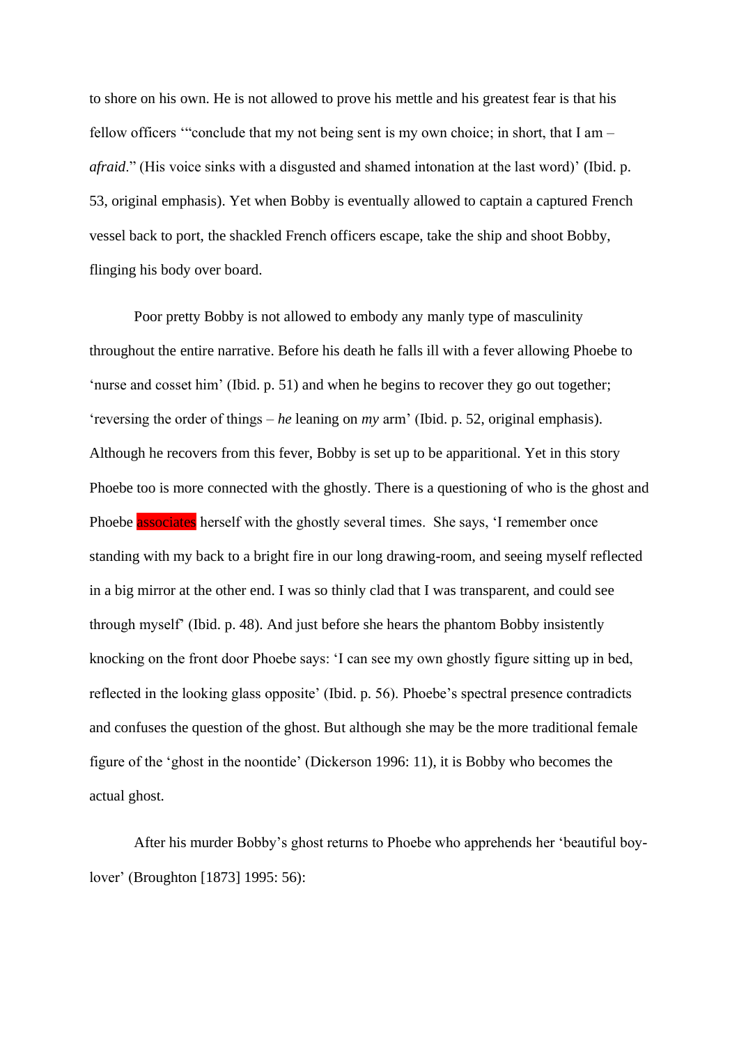to shore on his own. He is not allowed to prove his mettle and his greatest fear is that his fellow officers '"conclude that my not being sent is my own choice; in short, that I am – *afraid*." (His voice sinks with a disgusted and shamed intonation at the last word)' (Ibid. p. 53, original emphasis). Yet when Bobby is eventually allowed to captain a captured French vessel back to port, the shackled French officers escape, take the ship and shoot Bobby, flinging his body over board.

Poor pretty Bobby is not allowed to embody any manly type of masculinity throughout the entire narrative. Before his death he falls ill with a fever allowing Phoebe to 'nurse and cosset him' (Ibid. p. 51) and when he begins to recover they go out together; 'reversing the order of things – *he* leaning on *my* arm' (Ibid. p. 52, original emphasis). Although he recovers from this fever, Bobby is set up to be apparitional. Yet in this story Phoebe too is more connected with the ghostly. There is a questioning of who is the ghost and Phoebe associates herself with the ghostly several times. She says, 'I remember once standing with my back to a bright fire in our long drawing-room, and seeing myself reflected in a big mirror at the other end. I was so thinly clad that I was transparent, and could see through myself' (Ibid. p. 48). And just before she hears the phantom Bobby insistently knocking on the front door Phoebe says: 'I can see my own ghostly figure sitting up in bed, reflected in the looking glass opposite' (Ibid. p. 56). Phoebe's spectral presence contradicts and confuses the question of the ghost. But although she may be the more traditional female figure of the 'ghost in the noontide' (Dickerson 1996: 11), it is Bobby who becomes the actual ghost.

After his murder Bobby's ghost returns to Phoebe who apprehends her 'beautiful boy-lover' (Broughton [1873] 1995: 56):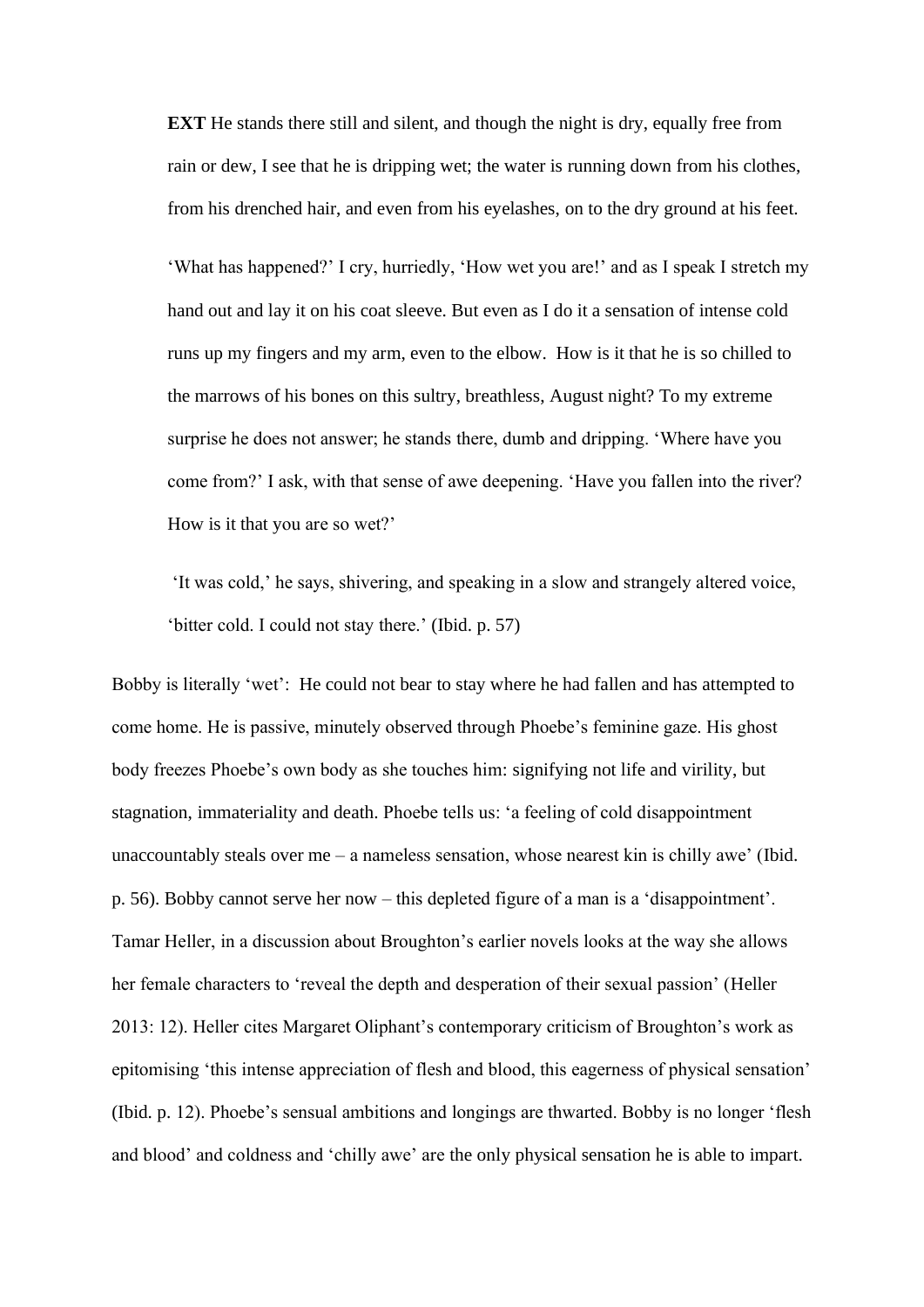> **EXT** He stands there still and silent, and though the night is dry, equally free from rain or dew, I see that he is dripping wet; the water is running down from his clothes, from his drenched hair, and even from his eyelashes, on to the dry ground at his feet.
>
> 'What has happened?' I cry, hurriedly, 'How wet you are!' and as I speak I stretch my hand out and lay it on his coat sleeve. But even as I do it a sensation of intense cold runs up my fingers and my arm, even to the elbow. How is it that he is so chilled to the marrows of his bones on this sultry, breathless, August night? To my extreme surprise he does not answer; he stands there, dumb and dripping. 'Where have you come from?' I ask, with that sense of awe deepening. 'Have you fallen into the river? How is it that you are so wet?'
>
> 'It was cold,' he says, shivering, and speaking in a slow and strangely altered voice, 'bitter cold. I could not stay there.' (Ibid. p. 57)

Bobby is literally 'wet': He could not bear to stay where he had fallen and has attempted to come home. He is passive, minutely observed through Phoebe's feminine gaze. His ghost body freezes Phoebe's own body as she touches him: signifying not life and virility, but stagnation, immateriality and death. Phoebe tells us: 'a feeling of cold disappointment unaccountably steals over me – a nameless sensation, whose nearest kin is chilly awe' (Ibid. p. 56). Bobby cannot serve her now – this depleted figure of a man is a 'disappointment'. Tamar Heller, in a discussion about Broughton's earlier novels looks at the way she allows her female characters to 'reveal the depth and desperation of their sexual passion' (Heller 2013: 12). Heller cites Margaret Oliphant's contemporary criticism of Broughton's work as epitomising 'this intense appreciation of flesh and blood, this eagerness of physical sensation' (Ibid. p. 12). Phoebe's sensual ambitions and longings are thwarted. Bobby is no longer 'flesh and blood' and coldness and 'chilly awe' are the only physical sensation he is able to impart.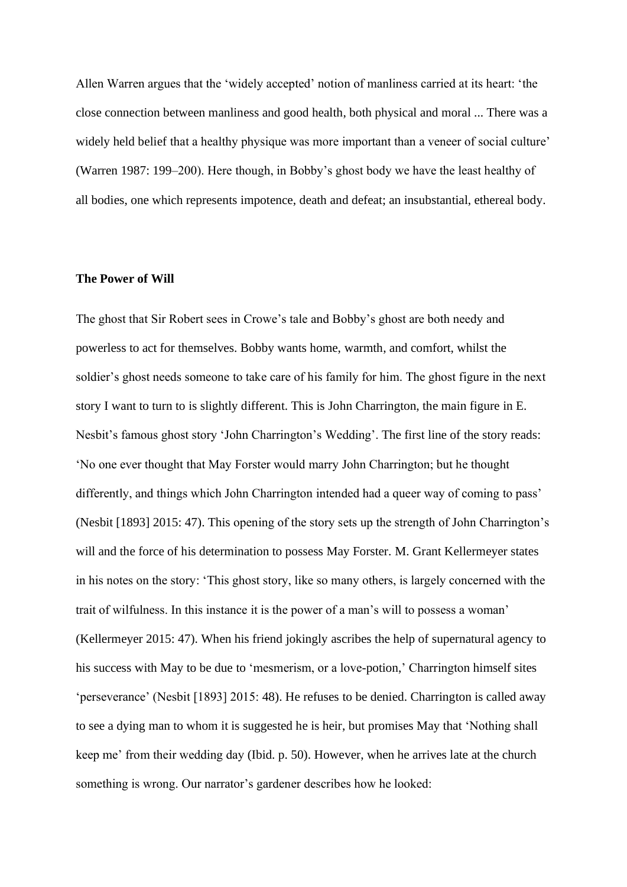Allen Warren argues that the 'widely accepted' notion of manliness carried at its heart: 'the close connection between manliness and good health, both physical and moral ... There was a widely held belief that a healthy physique was more important than a veneer of social culture' (Warren 1987: 199–200). Here though, in Bobby's ghost body we have the least healthy of all bodies, one which represents impotence, death and defeat; an insubstantial, ethereal body.

**The Power of Will**

The ghost that Sir Robert sees in Crowe's tale and Bobby's ghost are both needy and powerless to act for themselves. Bobby wants home, warmth, and comfort, whilst the soldier's ghost needs someone to take care of his family for him. The ghost figure in the next story I want to turn to is slightly different. This is John Charrington, the main figure in E. Nesbit's famous ghost story 'John Charrington's Wedding'. The first line of the story reads: 'No one ever thought that May Forster would marry John Charrington; but he thought differently, and things which John Charrington intended had a queer way of coming to pass' (Nesbit [1893] 2015: 47). This opening of the story sets up the strength of John Charrington's will and the force of his determination to possess May Forster. M. Grant Kellermeyer states in his notes on the story: 'This ghost story, like so many others, is largely concerned with the trait of wilfulness. In this instance it is the power of a man's will to possess a woman' (Kellermeyer 2015: 47). When his friend jokingly ascribes the help of supernatural agency to his success with May to be due to 'mesmerism, or a love-potion,' Charrington himself sites 'perseverance' (Nesbit [1893] 2015: 48). He refuses to be denied. Charrington is called away to see a dying man to whom it is suggested he is heir, but promises May that 'Nothing shall keep me' from their wedding day (Ibid. p. 50). However, when he arrives late at the church something is wrong. Our narrator's gardener describes how he looked: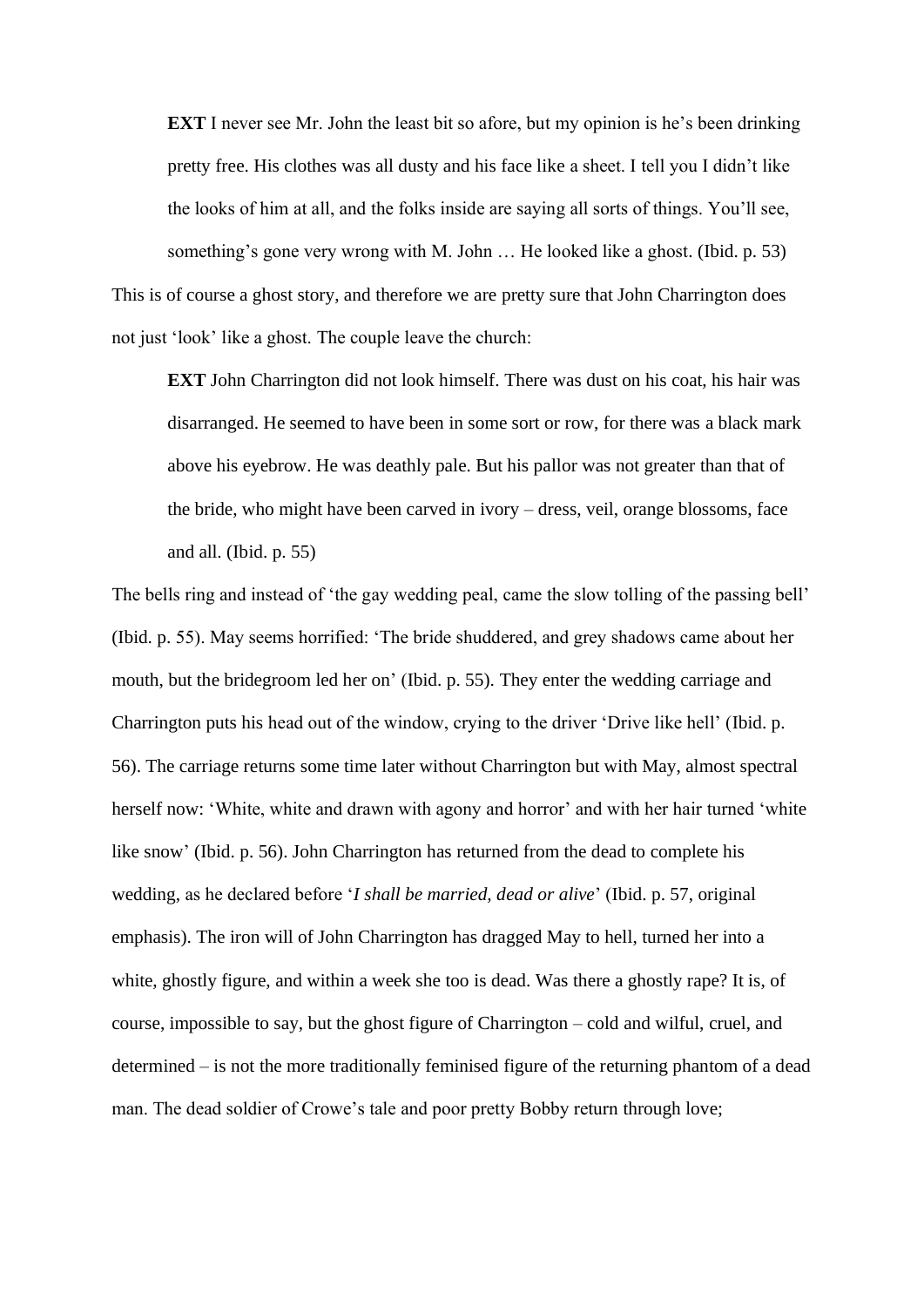> **EXT** I never see Mr. John the least bit so afore, but my opinion is he's been drinking pretty free. His clothes was all dusty and his face like a sheet. I tell you I didn't like the looks of him at all, and the folks inside are saying all sorts of things. You'll see, something's gone very wrong with M. John … He looked like a ghost. (Ibid. p. 53)

This is of course a ghost story, and therefore we are pretty sure that John Charrington does not just 'look' like a ghost. The couple leave the church:

> **EXT** John Charrington did not look himself. There was dust on his coat, his hair was disarranged. He seemed to have been in some sort or row, for there was a black mark above his eyebrow. He was deathly pale. But his pallor was not greater than that of the bride, who might have been carved in ivory – dress, veil, orange blossoms, face and all. (Ibid. p. 55)

The bells ring and instead of 'the gay wedding peal, came the slow tolling of the passing bell' (Ibid. p. 55). May seems horrified: 'The bride shuddered, and grey shadows came about her mouth, but the bridegroom led her on' (Ibid. p. 55). They enter the wedding carriage and Charrington puts his head out of the window, crying to the driver 'Drive like hell' (Ibid. p. 56). The carriage returns some time later without Charrington but with May, almost spectral herself now: 'White, white and drawn with agony and horror' and with her hair turned 'white like snow' (Ibid. p. 56). John Charrington has returned from the dead to complete his wedding, as he declared before '*I shall be married, dead or alive*' (Ibid. p. 57, original emphasis). The iron will of John Charrington has dragged May to hell, turned her into a white, ghostly figure, and within a week she too is dead. Was there a ghostly rape? It is, of course, impossible to say, but the ghost figure of Charrington – cold and wilful, cruel, and determined – is not the more traditionally feminised figure of the returning phantom of a dead man. The dead soldier of Crowe's tale and poor pretty Bobby return through love;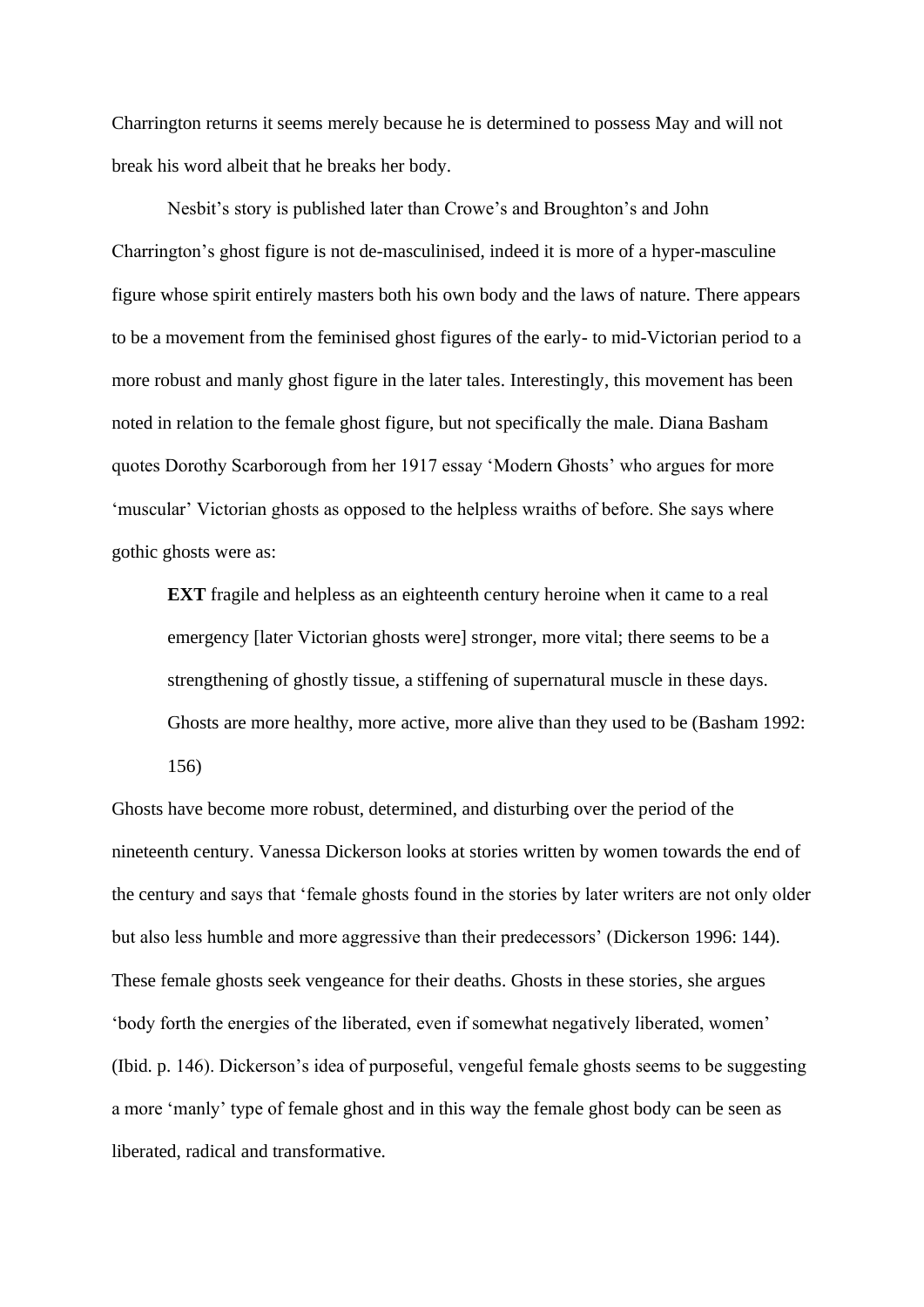Charrington returns it seems merely because he is determined to possess May and will not break his word albeit that he breaks her body.

Nesbit's story is published later than Crowe's and Broughton's and John Charrington's ghost figure is not de-masculinised, indeed it is more of a hyper-masculine figure whose spirit entirely masters both his own body and the laws of nature. There appears to be a movement from the feminised ghost figures of the early- to mid-Victorian period to a more robust and manly ghost figure in the later tales. Interestingly, this movement has been noted in relation to the female ghost figure, but not specifically the male. Diana Basham quotes Dorothy Scarborough from her 1917 essay 'Modern Ghosts' who argues for more 'muscular' Victorian ghosts as opposed to the helpless wraiths of before. She says where gothic ghosts were as:

> **EXT** fragile and helpless as an eighteenth century heroine when it came to a real emergency [later Victorian ghosts were] stronger, more vital; there seems to be a strengthening of ghostly tissue, a stiffening of supernatural muscle in these days. Ghosts are more healthy, more active, more alive than they used to be (Basham 1992: 156)

Ghosts have become more robust, determined, and disturbing over the period of the nineteenth century. Vanessa Dickerson looks at stories written by women towards the end of the century and says that 'female ghosts found in the stories by later writers are not only older but also less humble and more aggressive than their predecessors' (Dickerson 1996: 144). These female ghosts seek vengeance for their deaths. Ghosts in these stories, she argues 'body forth the energies of the liberated, even if somewhat negatively liberated, women' (Ibid. p. 146). Dickerson's idea of purposeful, vengeful female ghosts seems to be suggesting a more 'manly' type of female ghost and in this way the female ghost body can be seen as liberated, radical and transformative.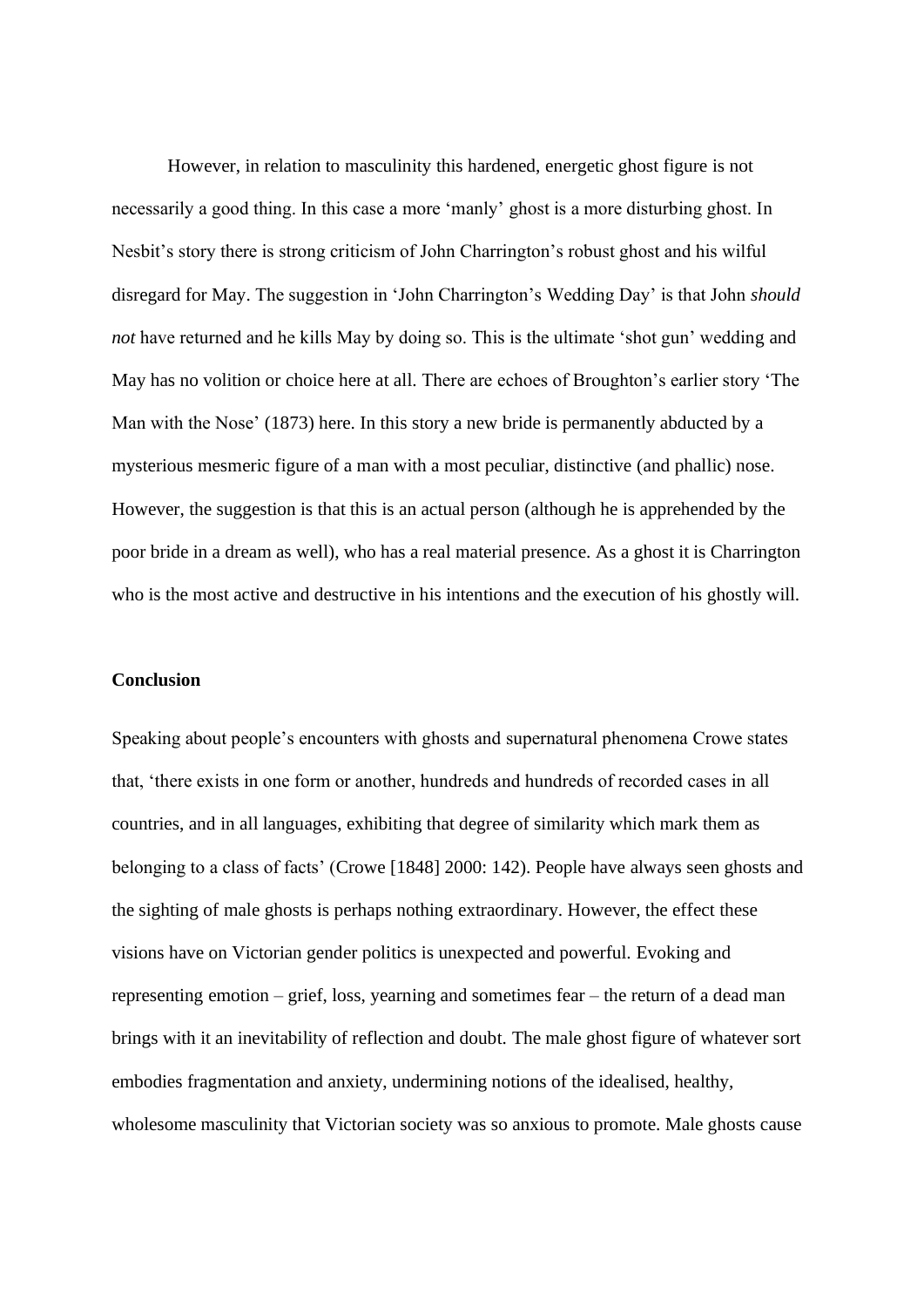However, in relation to masculinity this hardened, energetic ghost figure is not necessarily a good thing. In this case a more 'manly' ghost is a more disturbing ghost. In Nesbit's story there is strong criticism of John Charrington's robust ghost and his wilful disregard for May. The suggestion in 'John Charrington's Wedding Day' is that John *should not* have returned and he kills May by doing so. This is the ultimate 'shot gun' wedding and May has no volition or choice here at all. There are echoes of Broughton's earlier story 'The Man with the Nose' (1873) here. In this story a new bride is permanently abducted by a mysterious mesmeric figure of a man with a most peculiar, distinctive (and phallic) nose. However, the suggestion is that this is an actual person (although he is apprehended by the poor bride in a dream as well), who has a real material presence. As a ghost it is Charrington who is the most active and destructive in his intentions and the execution of his ghostly will.

**Conclusion**

Speaking about people's encounters with ghosts and supernatural phenomena Crowe states that, 'there exists in one form or another, hundreds and hundreds of recorded cases in all countries, and in all languages, exhibiting that degree of similarity which mark them as belonging to a class of facts' (Crowe [1848] 2000: 142). People have always seen ghosts and the sighting of male ghosts is perhaps nothing extraordinary. However, the effect these visions have on Victorian gender politics is unexpected and powerful. Evoking and representing emotion – grief, loss, yearning and sometimes fear – the return of a dead man brings with it an inevitability of reflection and doubt. The male ghost figure of whatever sort embodies fragmentation and anxiety, undermining notions of the idealised, healthy, wholesome masculinity that Victorian society was so anxious to promote. Male ghosts cause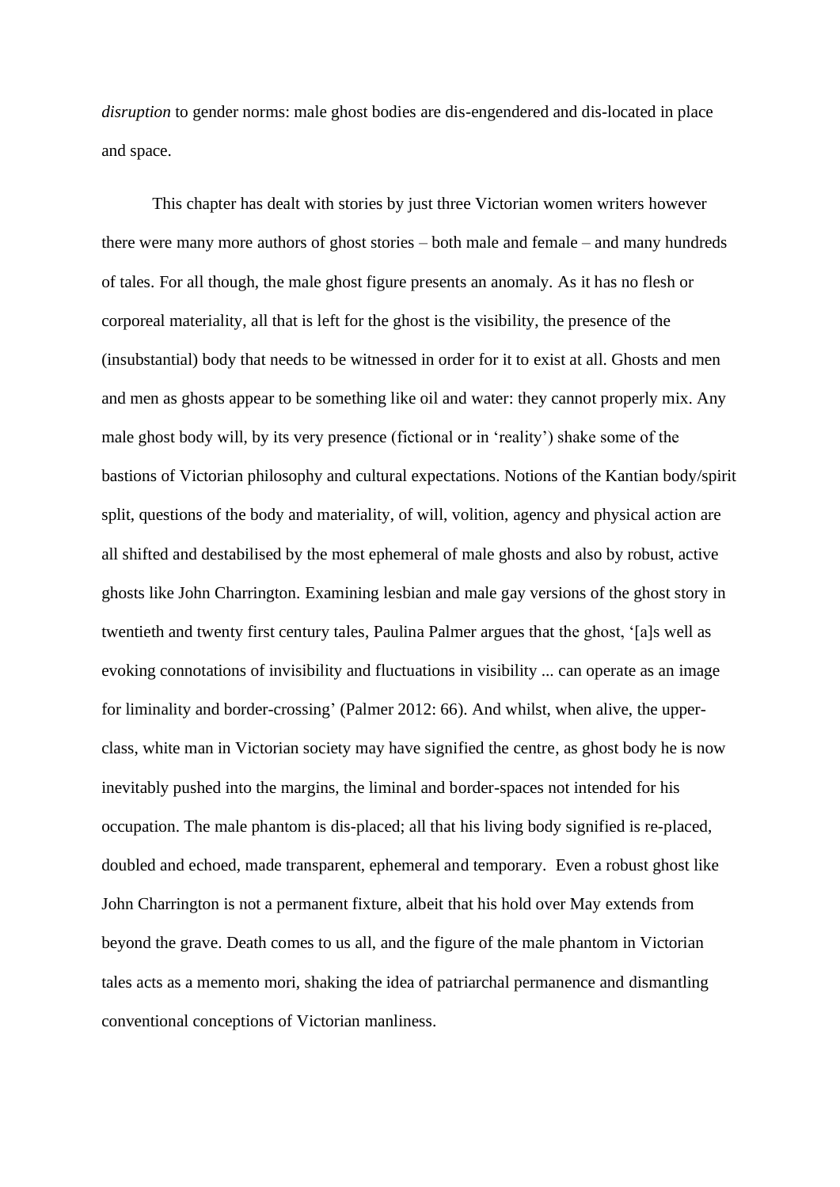*disruption* to gender norms: male ghost bodies are dis-engendered and dis-located in place and space.

This chapter has dealt with stories by just three Victorian women writers however there were many more authors of ghost stories – both male and female – and many hundreds of tales. For all though, the male ghost figure presents an anomaly. As it has no flesh or corporeal materiality, all that is left for the ghost is the visibility, the presence of the (insubstantial) body that needs to be witnessed in order for it to exist at all. Ghosts and men and men as ghosts appear to be something like oil and water: they cannot properly mix. Any male ghost body will, by its very presence (fictional or in 'reality') shake some of the bastions of Victorian philosophy and cultural expectations. Notions of the Kantian body/spirit split, questions of the body and materiality, of will, volition, agency and physical action are all shifted and destabilised by the most ephemeral of male ghosts and also by robust, active ghosts like John Charrington. Examining lesbian and male gay versions of the ghost story in twentieth and twenty first century tales, Paulina Palmer argues that the ghost, '[a]s well as evoking connotations of invisibility and fluctuations in visibility ... can operate as an image for liminality and border-crossing' (Palmer 2012: 66). And whilst, when alive, the upper-class, white man in Victorian society may have signified the centre, as ghost body he is now inevitably pushed into the margins, the liminal and border-spaces not intended for his occupation. The male phantom is dis-placed; all that his living body signified is re-placed, doubled and echoed, made transparent, ephemeral and temporary. Even a robust ghost like John Charrington is not a permanent fixture, albeit that his hold over May extends from beyond the grave. Death comes to us all, and the figure of the male phantom in Victorian tales acts as a memento mori, shaking the idea of patriarchal permanence and dismantling conventional conceptions of Victorian manliness.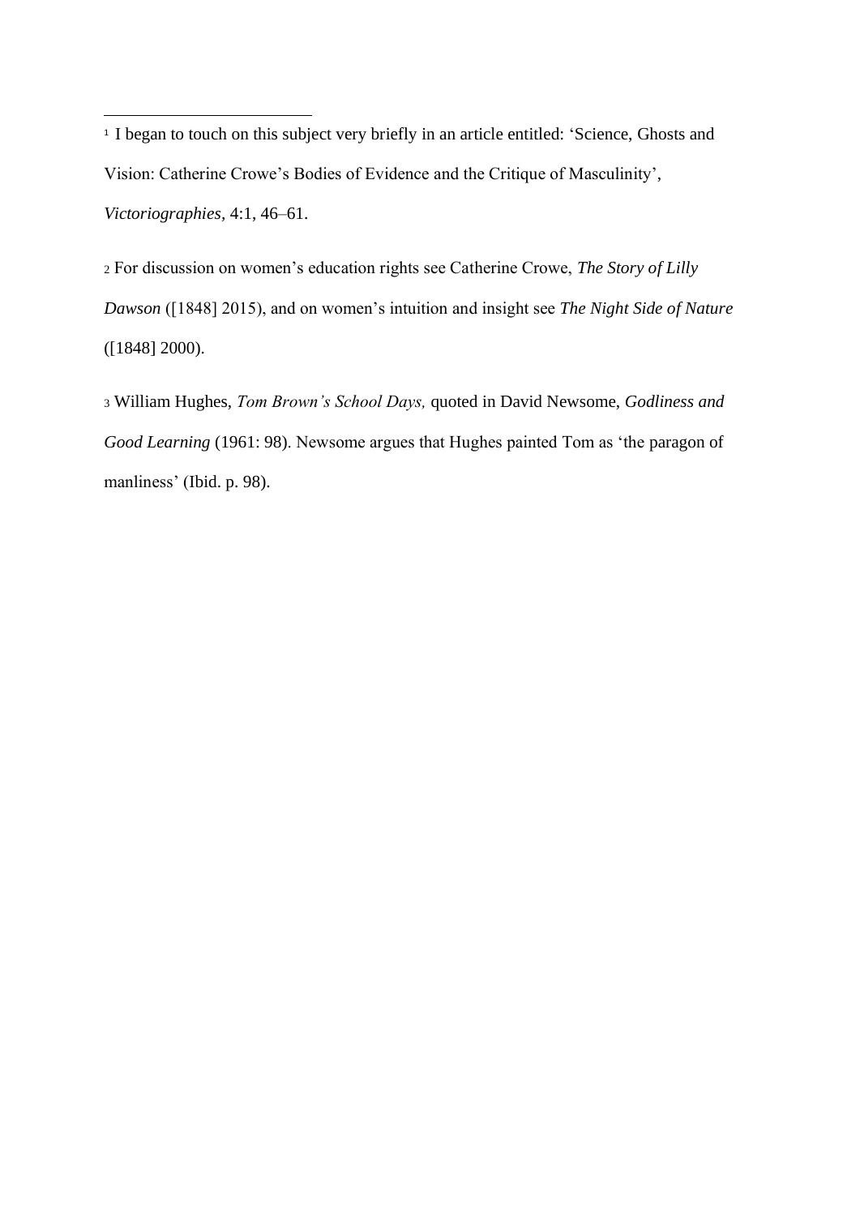---

[1] I began to touch on this subject very briefly in an article entitled: 'Science, Ghosts and Vision: Catherine Crowe's Bodies of Evidence and the Critique of Masculinity', *Victoriographies,* 4:1, 46–61.

[2] For discussion on women's education rights see Catherine Crowe, *The Story of Lilly Dawson* ([1848] 2015), and on women's intuition and insight see *The Night Side of Nature* ([1848] 2000).

[3] William Hughes, *Tom Brown's School Days,* quoted in David Newsome, *Godliness and Good Learning* (1961: 98). Newsome argues that Hughes painted Tom as 'the paragon of manliness' (Ibid. p. 98).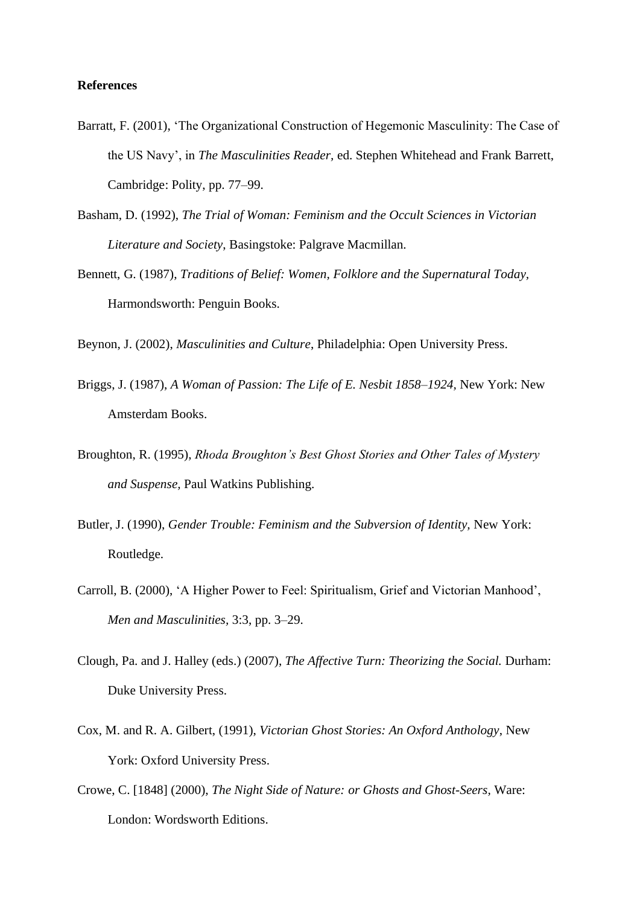**References**

Barratt, F. (2001), 'The Organizational Construction of Hegemonic Masculinity: The Case of the US Navy', in *The Masculinities Reader*, ed. Stephen Whitehead and Frank Barrett, Cambridge: Polity, pp. 77–99.

Basham, D. (1992), *The Trial of Woman: Feminism and the Occult Sciences in Victorian Literature and Society*, Basingstoke: Palgrave Macmillan.

Bennett, G. (1987), *Traditions of Belief: Women, Folklore and the Supernatural Today*, Harmondsworth: Penguin Books.

Beynon, J. (2002), *Masculinities and Culture*, Philadelphia: Open University Press.

Briggs, J. (1987), *A Woman of Passion: The Life of E. Nesbit 1858–1924*, New York: New Amsterdam Books.

Broughton, R. (1995), *Rhoda Broughton's Best Ghost Stories and Other Tales of Mystery and Suspense*, Paul Watkins Publishing.

Butler, J. (1990), *Gender Trouble: Feminism and the Subversion of Identity*, New York: Routledge.

Carroll, B. (2000), 'A Higher Power to Feel: Spiritualism, Grief and Victorian Manhood', *Men and Masculinities*, 3:3, pp. 3–29.

Clough, Pa. and J. Halley (eds.) (2007), *The Affective Turn: Theorizing the Social.* Durham: Duke University Press.

Cox, M. and R. A. Gilbert, (1991), *Victorian Ghost Stories: An Oxford Anthology*, New York: Oxford University Press.

Crowe, C. [1848] (2000), *The Night Side of Nature: or Ghosts and Ghost-Seers*, Ware: London: Wordsworth Editions.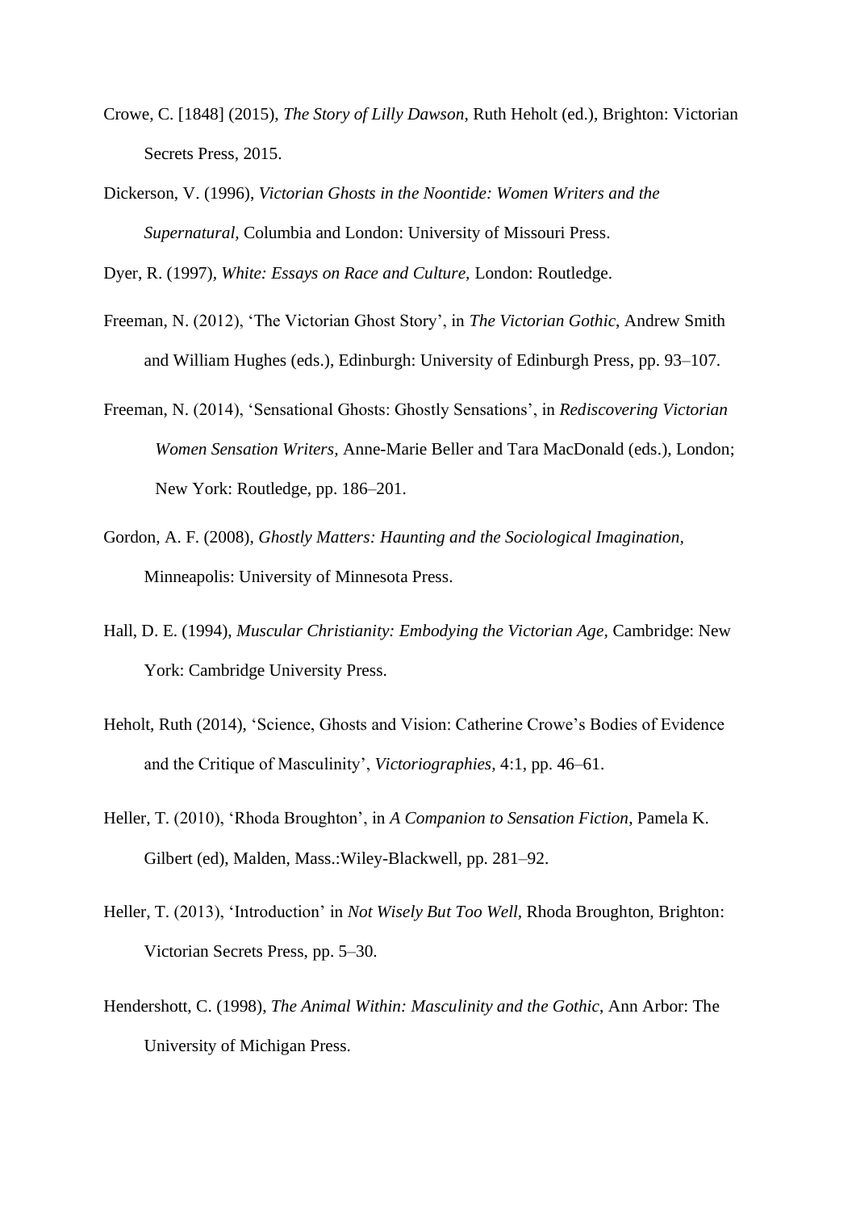Crowe, C. [1848] (2015), *The Story of Lilly Dawson*, Ruth Heholt (ed.), Brighton: Victorian Secrets Press, 2015.

Dickerson, V. (1996), *Victorian Ghosts in the Noontide: Women Writers and the Supernatural*, Columbia and London: University of Missouri Press.

Dyer, R. (1997), *White: Essays on Race and Culture,* London: Routledge.

Freeman, N. (2012), 'The Victorian Ghost Story', in *The Victorian Gothic*, Andrew Smith and William Hughes (eds.), Edinburgh: University of Edinburgh Press, pp. 93–107.

Freeman, N. (2014), 'Sensational Ghosts: Ghostly Sensations', in *Rediscovering Victorian Women Sensation Writers*, Anne-Marie Beller and Tara MacDonald (eds.), London; New York: Routledge, pp. 186–201.

Gordon, A. F. (2008), *Ghostly Matters: Haunting and the Sociological Imagination,* Minneapolis: University of Minnesota Press.

Hall, D. E. (1994), *Muscular Christianity: Embodying the Victorian Age,* Cambridge: New York: Cambridge University Press.

Heholt, Ruth (2014), 'Science, Ghosts and Vision: Catherine Crowe's Bodies of Evidence and the Critique of Masculinity', *Victoriographies,* 4:1, pp. 46–61.

Heller, T. (2010), 'Rhoda Broughton', in *A Companion to Sensation Fiction*, Pamela K. Gilbert (ed), Malden, Mass.:Wiley-Blackwell, pp. 281–92.

Heller, T. (2013), 'Introduction' in *Not Wisely But Too Well*, Rhoda Broughton, Brighton: Victorian Secrets Press, pp. 5–30.

Hendershott, C. (1998), *The Animal Within: Masculinity and the Gothic*, Ann Arbor: The University of Michigan Press.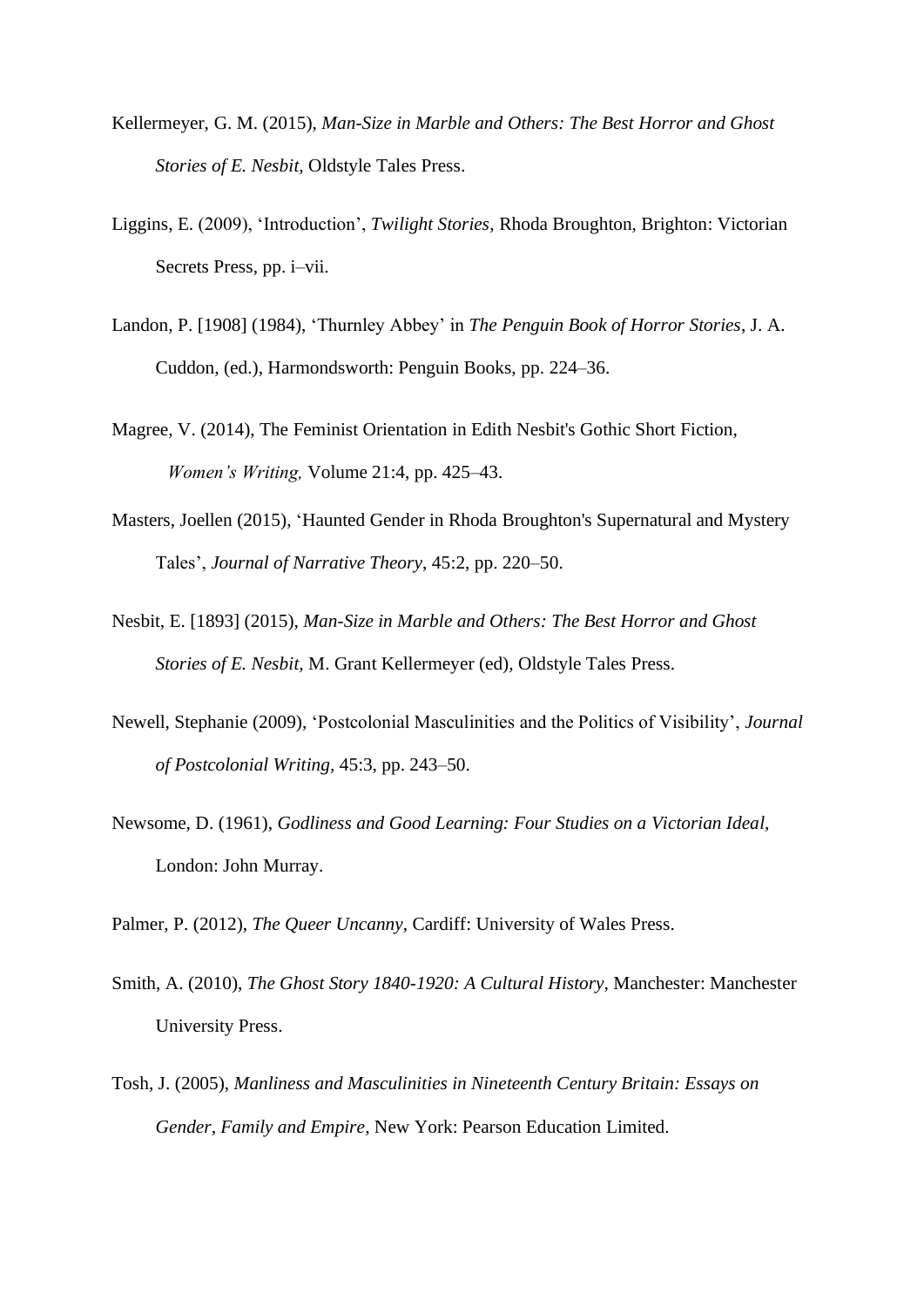Kellermeyer, G. M. (2015), *Man-Size in Marble and Others: The Best Horror and Ghost Stories of E. Nesbit*, Oldstyle Tales Press.

Liggins, E. (2009), 'Introduction', *Twilight Stories*, Rhoda Broughton, Brighton: Victorian Secrets Press, pp. i–vii.

Landon, P. [1908] (1984), 'Thurnley Abbey' in *The Penguin Book of Horror Stories*, J. A. Cuddon, (ed.), Harmondsworth: Penguin Books, pp. 224–36.

Magree, V. (2014), The Feminist Orientation in Edith Nesbit's Gothic Short Fiction, *Women's Writing,* Volume 21:4, pp. 425–43.

Masters, Joellen (2015), 'Haunted Gender in Rhoda Broughton's Supernatural and Mystery Tales', *Journal of Narrative Theory*, 45:2, pp. 220–50.

Nesbit, E. [1893] (2015), *Man-Size in Marble and Others: The Best Horror and Ghost Stories of E. Nesbit,* M. Grant Kellermeyer (ed), Oldstyle Tales Press.

Newell, Stephanie (2009), 'Postcolonial Masculinities and the Politics of Visibility', *Journal of Postcolonial Writing*, 45:3, pp. 243–50.

Newsome, D. (1961), *Godliness and Good Learning: Four Studies on a Victorian Ideal,* London: John Murray.

Palmer, P. (2012), *The Queer Uncanny*, Cardiff: University of Wales Press.

Smith, A. (2010), *The Ghost Story 1840-1920: A Cultural History*, Manchester: Manchester University Press.

Tosh, J. (2005), *Manliness and Masculinities in Nineteenth Century Britain: Essays on Gender, Family and Empire*, New York: Pearson Education Limited.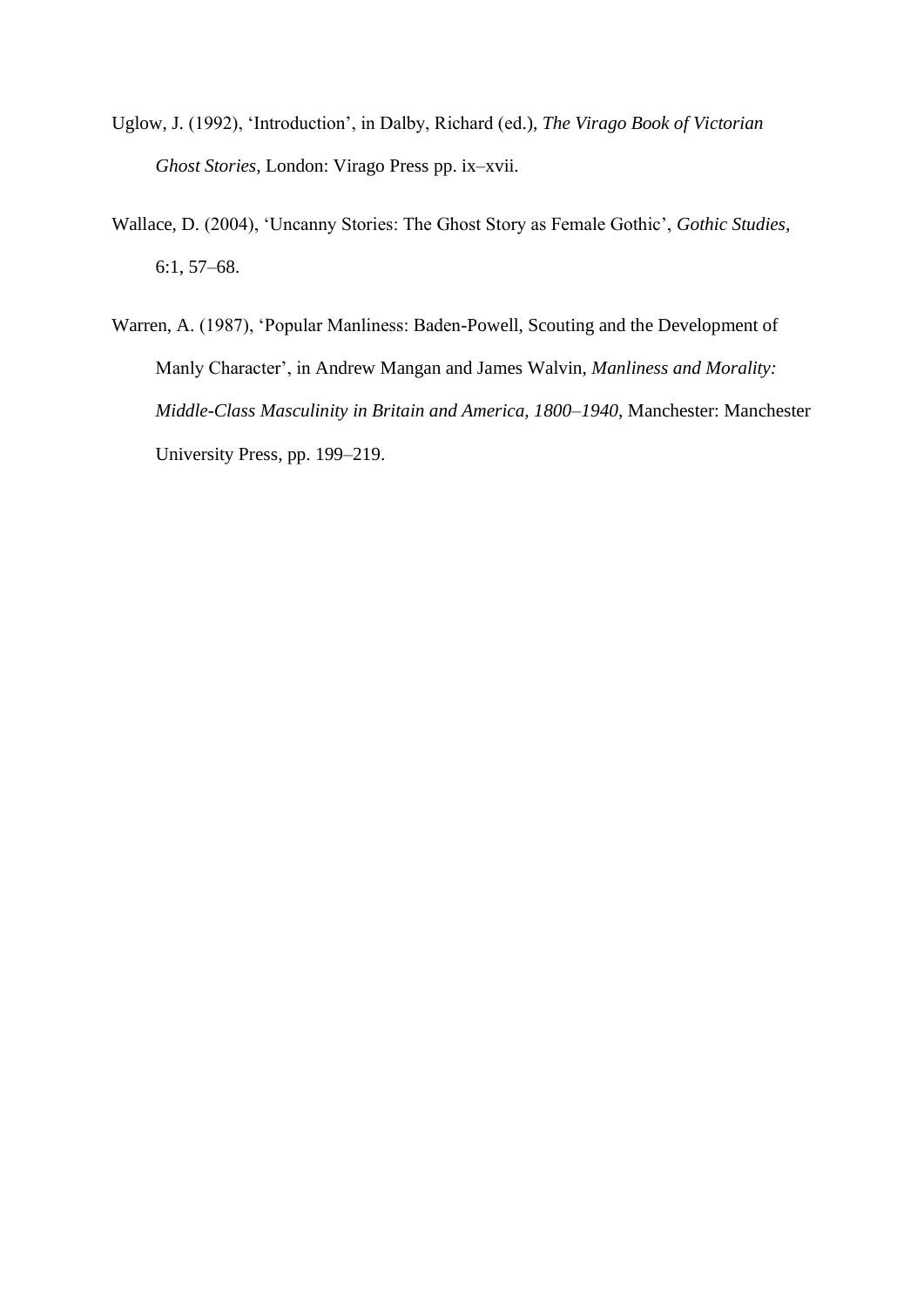Uglow, J. (1992), 'Introduction', in Dalby, Richard (ed.), *The Virago Book of Victorian Ghost Stories*, London: Virago Press pp. ix–xvii.

Wallace, D. (2004), 'Uncanny Stories: The Ghost Story as Female Gothic', *Gothic Studies*, 6:1, 57–68.

Warren, A. (1987), 'Popular Manliness: Baden-Powell, Scouting and the Development of Manly Character', in Andrew Mangan and James Walvin, *Manliness and Morality: Middle-Class Masculinity in Britain and America, 1800–1940*, Manchester: Manchester University Press, pp. 199–219.